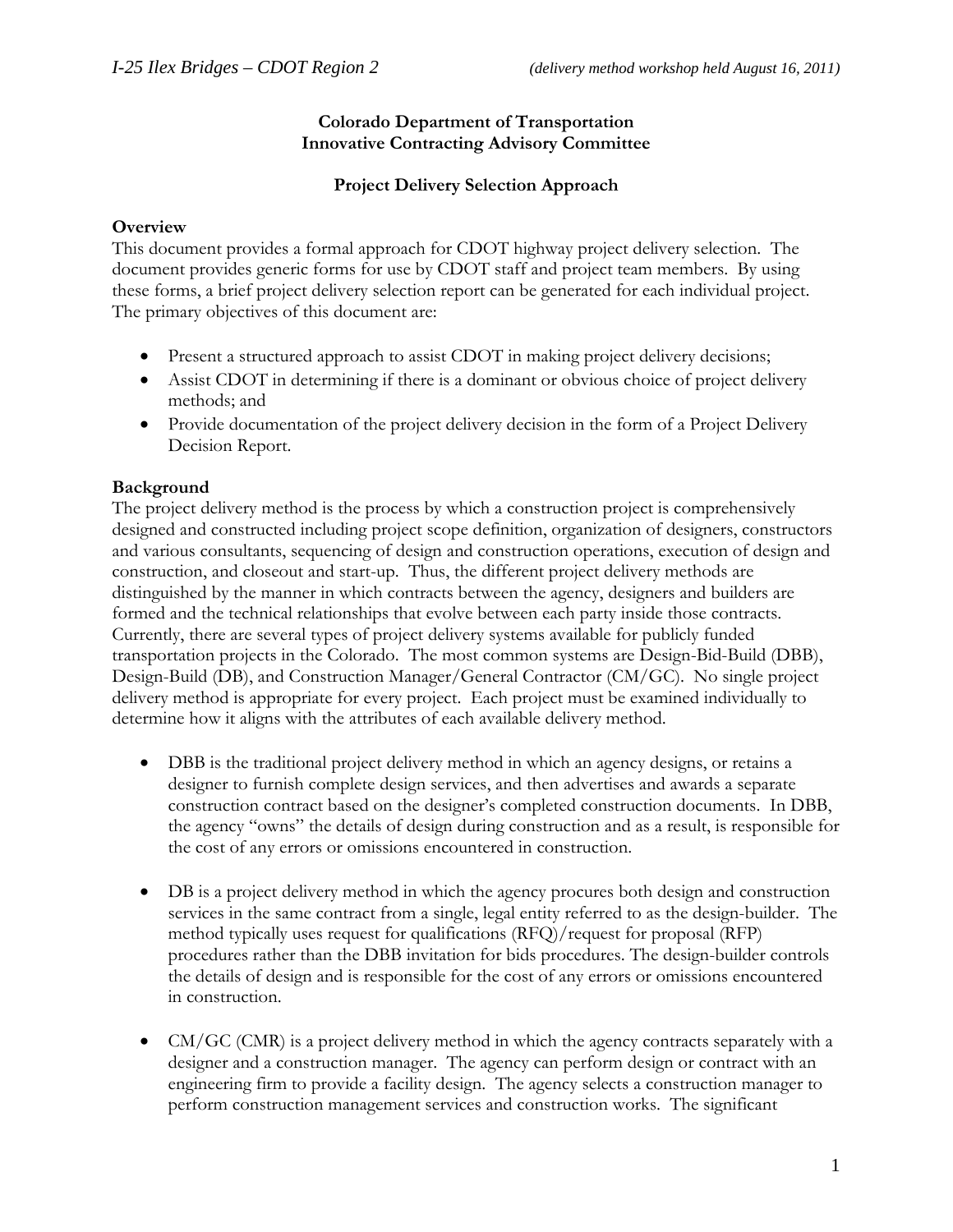**Colorado Department of Transportation**
**Innovative Contracting Advisory Committee**

**Project Delivery Selection Approach**

**Overview**

This document provides a formal approach for CDOT highway project delivery selection. The document provides generic forms for use by CDOT staff and project team members. By using these forms, a brief project delivery selection report can be generated for each individual project. The primary objectives of this document are:

- Present a structured approach to assist CDOT in making project delivery decisions;
- Assist CDOT in determining if there is a dominant or obvious choice of project delivery methods; and
- Provide documentation of the project delivery decision in the form of a Project Delivery Decision Report.

**Background**

The project delivery method is the process by which a construction project is comprehensively designed and constructed including project scope definition, organization of designers, constructors and various consultants, sequencing of design and construction operations, execution of design and construction, and closeout and start-up. Thus, the different project delivery methods are distinguished by the manner in which contracts between the agency, designers and builders are formed and the technical relationships that evolve between each party inside those contracts. Currently, there are several types of project delivery systems available for publicly funded transportation projects in the Colorado. The most common systems are Design-Bid-Build (DBB), Design-Build (DB), and Construction Manager/General Contractor (CM/GC). No single project delivery method is appropriate for every project. Each project must be examined individually to determine how it aligns with the attributes of each available delivery method.

- DBB is the traditional project delivery method in which an agency designs, or retains a designer to furnish complete design services, and then advertises and awards a separate construction contract based on the designer's completed construction documents. In DBB, the agency "owns" the details of design during construction and as a result, is responsible for the cost of any errors or omissions encountered in construction.

- DB is a project delivery method in which the agency procures both design and construction services in the same contract from a single, legal entity referred to as the design-builder. The method typically uses request for qualifications (RFQ)/request for proposal (RFP) procedures rather than the DBB invitation for bids procedures. The design-builder controls the details of design and is responsible for the cost of any errors or omissions encountered in construction.

- CM/GC (CMR) is a project delivery method in which the agency contracts separately with a designer and a construction manager. The agency can perform design or contract with an engineering firm to provide a facility design. The agency selects a construction manager to perform construction management services and construction works. The significant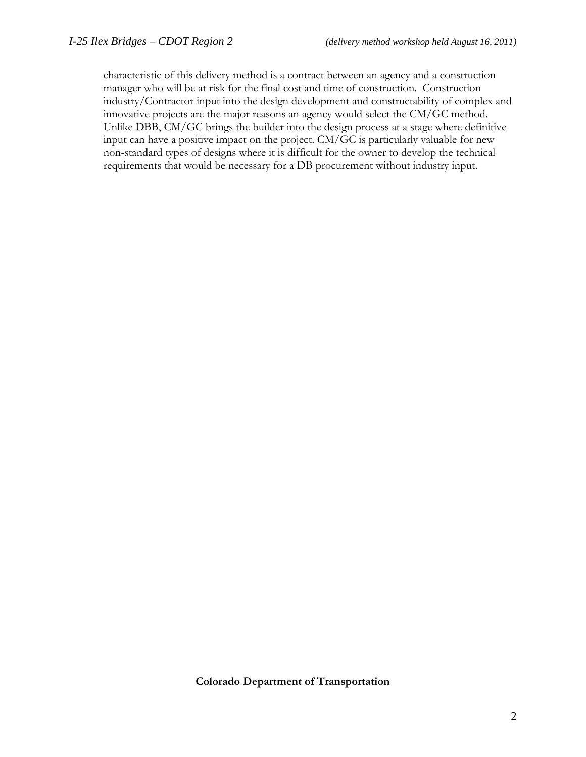characteristic of this delivery method is a contract between an agency and a construction manager who will be at risk for the final cost and time of construction. Construction industry/Contractor input into the design development and constructability of complex and innovative projects are the major reasons an agency would select the CM/GC method. Unlike DBB, CM/GC brings the builder into the design process at a stage where definitive input can have a positive impact on the project. CM/GC is particularly valuable for new non-standard types of designs where it is difficult for the owner to develop the technical requirements that would be necessary for a DB procurement without industry input.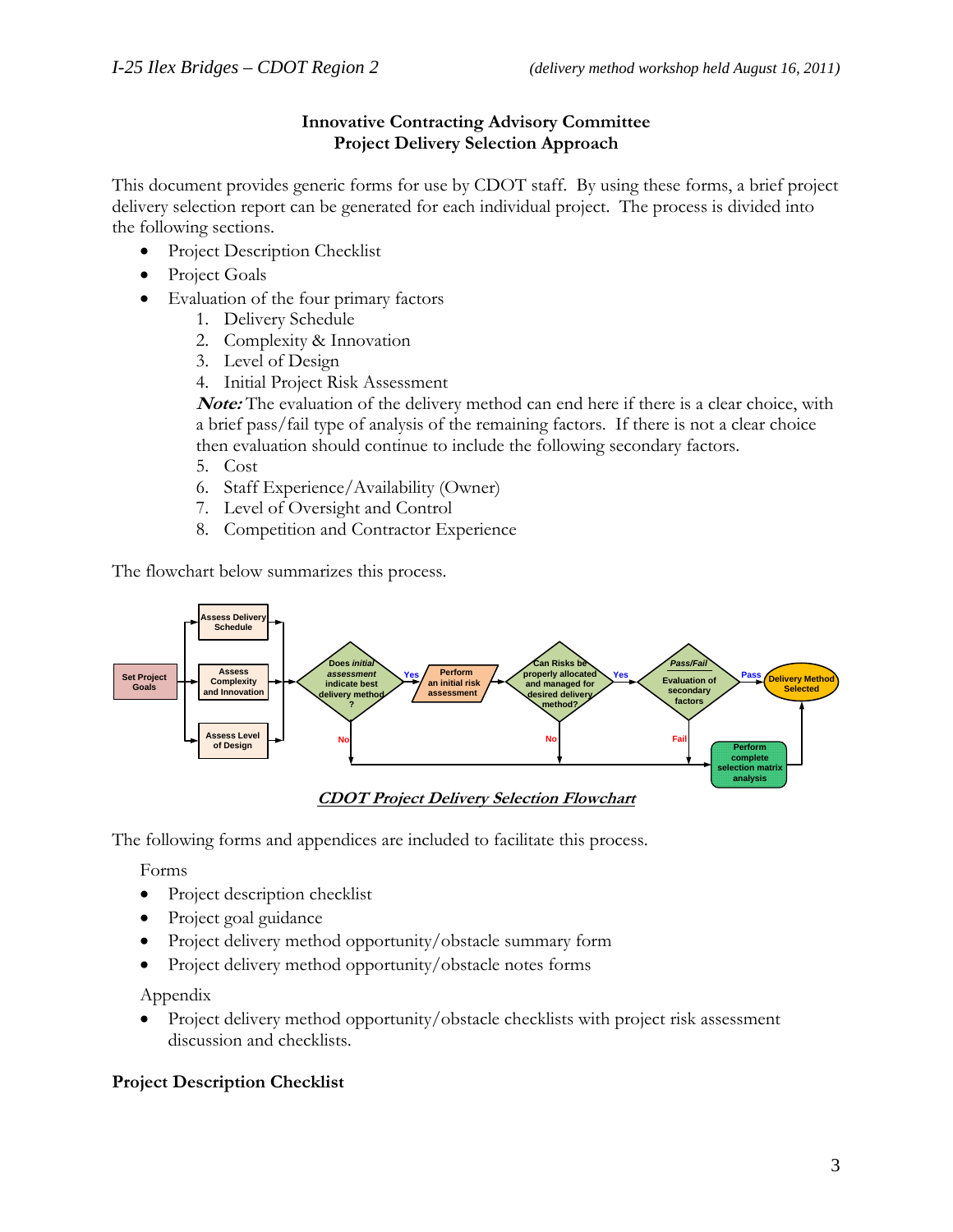# Innovative Contracting Advisory Committee
## Project Delivery Selection Approach

This document provides generic forms for use by CDOT staff. By using these forms, a brief project delivery selection report can be generated for each individual project. The process is divided into the following sections.

- Project Description Checklist
- Project Goals
- Evaluation of the four primary factors
  1. Delivery Schedule
  2. Complexity & Innovation
  3. Level of Design
  4. Initial Project Risk Assessment

  ***Note:*** The evaluation of the delivery method can end here if there is a clear choice, with a brief pass/fail type of analysis of the remaining factors. If there is not a clear choice then evaluation should continue to include the following secondary factors.

  5. Cost
  6. Staff Experience/Availability (Owner)
  7. Level of Oversight and Control
  8. Competition and Contractor Experience

The flowchart below summarizes this process.

Set Project Goals → Assess Delivery Schedule / Assess Complexity and Innovation / Assess Level of Design → Does *initial assessment* indicate best delivery method? (Yes → Perform an initial risk assessment; No → Perform complete selection matrix analysis) → Can Risks be properly allocated and managed for desired delivery method? (Yes → Pass/Fail Evaluation of secondary factors; No → Perform complete selection matrix analysis) → *Pass/Fail* Evaluation of secondary factors (Pass → Delivery Method Selected; Fail → Perform complete selection matrix analysis) → Perform complete selection matrix analysis → Delivery Method Selected

***CDOT Project Delivery Selection Flowchart***

The following forms and appendices are included to facilitate this process.

Forms

- Project description checklist
- Project goal guidance
- Project delivery method opportunity/obstacle summary form
- Project delivery method opportunity/obstacle notes forms

Appendix

- Project delivery method opportunity/obstacle checklists with project risk assessment discussion and checklists.

**Project Description Checklist**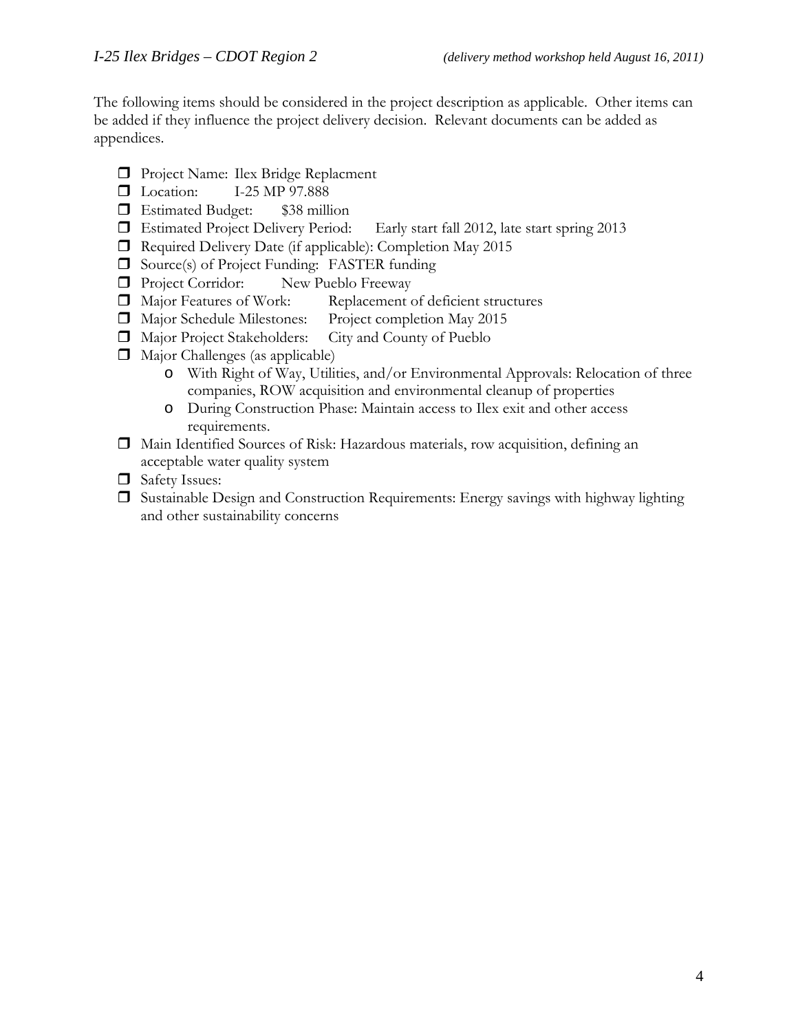The following items should be considered in the project description as applicable. Other items can be added if they influence the project delivery decision. Relevant documents can be added as appendices.

- Project Name: Ilex Bridge Replacment
- Location: I-25 MP 97.888
- Estimated Budget: $38 million
- Estimated Project Delivery Period: Early start fall 2012, late start spring 2013
- Required Delivery Date (if applicable): Completion May 2015
- Source(s) of Project Funding: FASTER funding
- Project Corridor: New Pueblo Freeway
- Major Features of Work: Replacement of deficient structures
- Major Schedule Milestones: Project completion May 2015
- Major Project Stakeholders: City and County of Pueblo
- Major Challenges (as applicable)
  - With Right of Way, Utilities, and/or Environmental Approvals: Relocation of three companies, ROW acquisition and environmental cleanup of properties
  - During Construction Phase: Maintain access to Ilex exit and other access requirements.
- Main Identified Sources of Risk: Hazardous materials, row acquisition, defining an acceptable water quality system
- Safety Issues:
- Sustainable Design and Construction Requirements: Energy savings with highway lighting and other sustainability concerns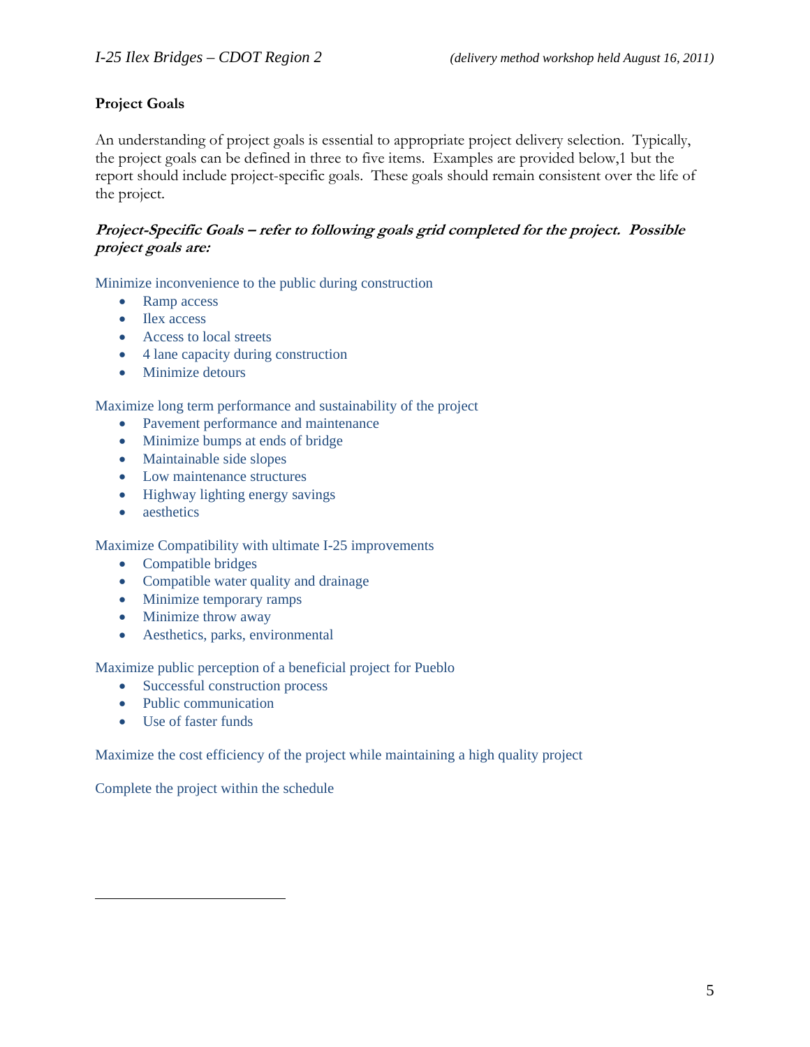## Project Goals

An understanding of project goals is essential to appropriate project delivery selection. Typically, the project goals can be defined in three to five items. Examples are provided below,1 but the report should include project-specific goals. These goals should remain consistent over the life of the project.

***Project-Specific Goals – refer to following goals grid completed for the project. Possible project goals are:***

Minimize inconvenience to the public during construction

- Ramp access
- Ilex access
- Access to local streets
- 4 lane capacity during construction
- Minimize detours

Maximize long term performance and sustainability of the project

- Pavement performance and maintenance
- Minimize bumps at ends of bridge
- Maintainable side slopes
- Low maintenance structures
- Highway lighting energy savings
- aesthetics

Maximize Compatibility with ultimate I-25 improvements

- Compatible bridges
- Compatible water quality and drainage
- Minimize temporary ramps
- Minimize throw away
- Aesthetics, parks, environmental

Maximize public perception of a beneficial project for Pueblo

- Successful construction process
- Public communication
- Use of faster funds

Maximize the cost efficiency of the project while maintaining a high quality project

Complete the project within the schedule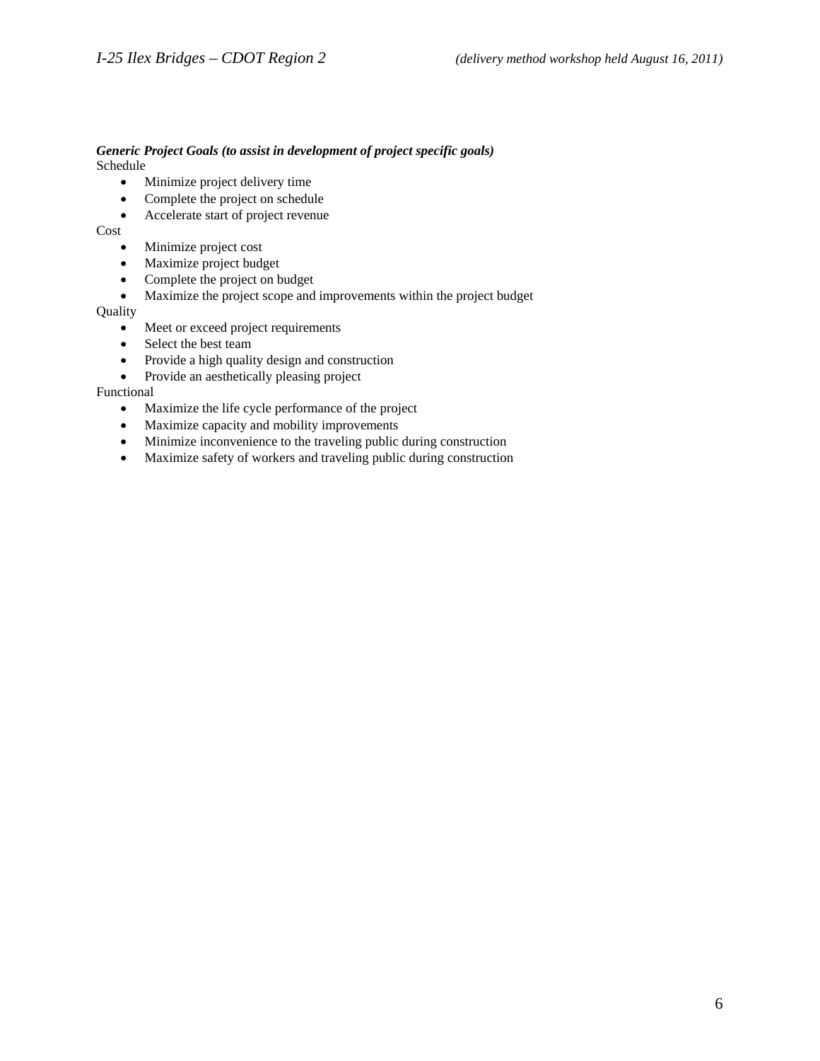***Generic Project Goals (to assist in development of project specific goals)***

Schedule

- Minimize project delivery time
- Complete the project on schedule
- Accelerate start of project revenue

Cost

- Minimize project cost
- Maximize project budget
- Complete the project on budget
- Maximize the project scope and improvements within the project budget

Quality

- Meet or exceed project requirements
- Select the best team
- Provide a high quality design and construction
- Provide an aesthetically pleasing project

Functional

- Maximize the life cycle performance of the project
- Maximize capacity and mobility improvements
- Minimize inconvenience to the traveling public during construction
- Maximize safety of workers and traveling public during construction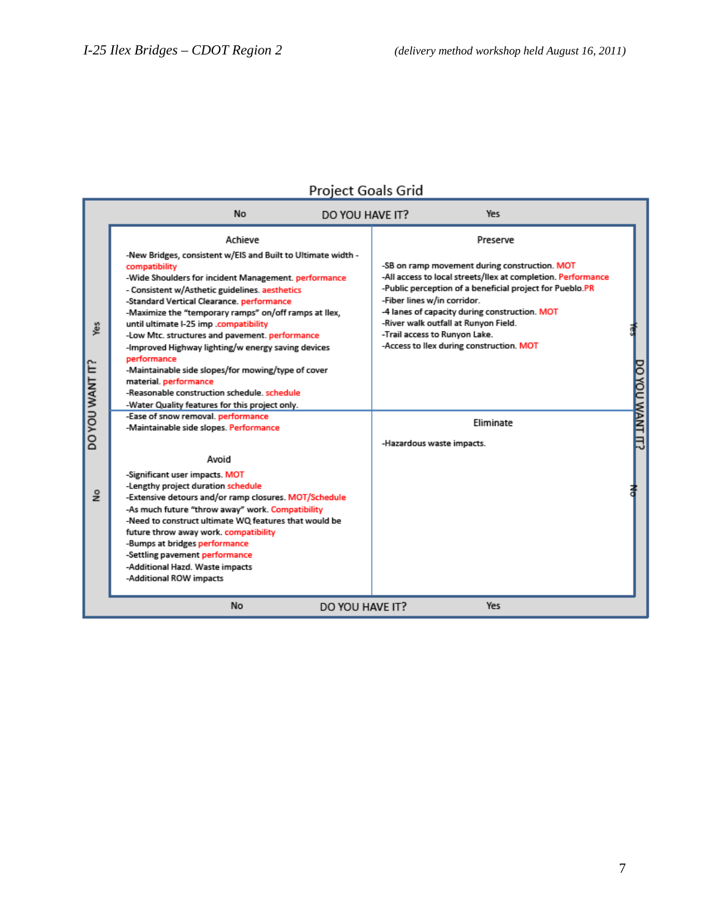## Project Goals Grid

| | DO YOU HAVE IT? — No | DO YOU HAVE IT? — Yes |
|---|---|---|
| **DO YOU WANT IT? — Yes** | **Achieve**<br>-New Bridges, consistent w/EIS and Built to Ultimate width - compatibility<br>-Wide Shoulders for incident Management. performance<br>- Consistent w/Asthetic guidelines. aesthetics<br>-Standard Vertical Clearance. performance<br>-Maximize the "temporary ramps" on/off ramps at Ilex, until ultimate I-25 imp .compatibility<br>-Low Mtc. structures and pavement. performance<br>-Improved Highway lighting/w energy saving devices performance<br>-Maintainable side slopes/for mowing/type of cover material. performance<br>-Reasonable construction schedule. schedule<br>-Water Quality features for this project only.<br>-Ease of snow removal. performance<br>-Maintainable side slopes. Performance | **Preserve**<br>-SB on ramp movement during construction. MOT<br>-All access to local streets/Ilex at completion. Performance<br>-Public perception of a beneficial project for Pueblo.PR<br>-Fiber lines w/in corridor.<br>-4 lanes of capacity during construction. MOT<br>-River walk outfall at Runyon Field.<br>-Trail access to Runyon Lake.<br>-Access to Ilex during construction. MOT |
| **DO YOU WANT IT? — No** | **Avoid**<br>-Significant user impacts. MOT<br>-Lengthy project duration schedule<br>-Extensive detours and/or ramp closures. MOT/Schedule<br>-As much future "throw away" work. Compatibility<br>-Need to construct ultimate WQ features that would be future throw away work. compatibility<br>-Bumps at bridges performance<br>-Settling pavement performance<br>-Additional Hazd. Waste impacts<br>-Additional ROW impacts | **Eliminate**<br>-Hazardous waste impacts. |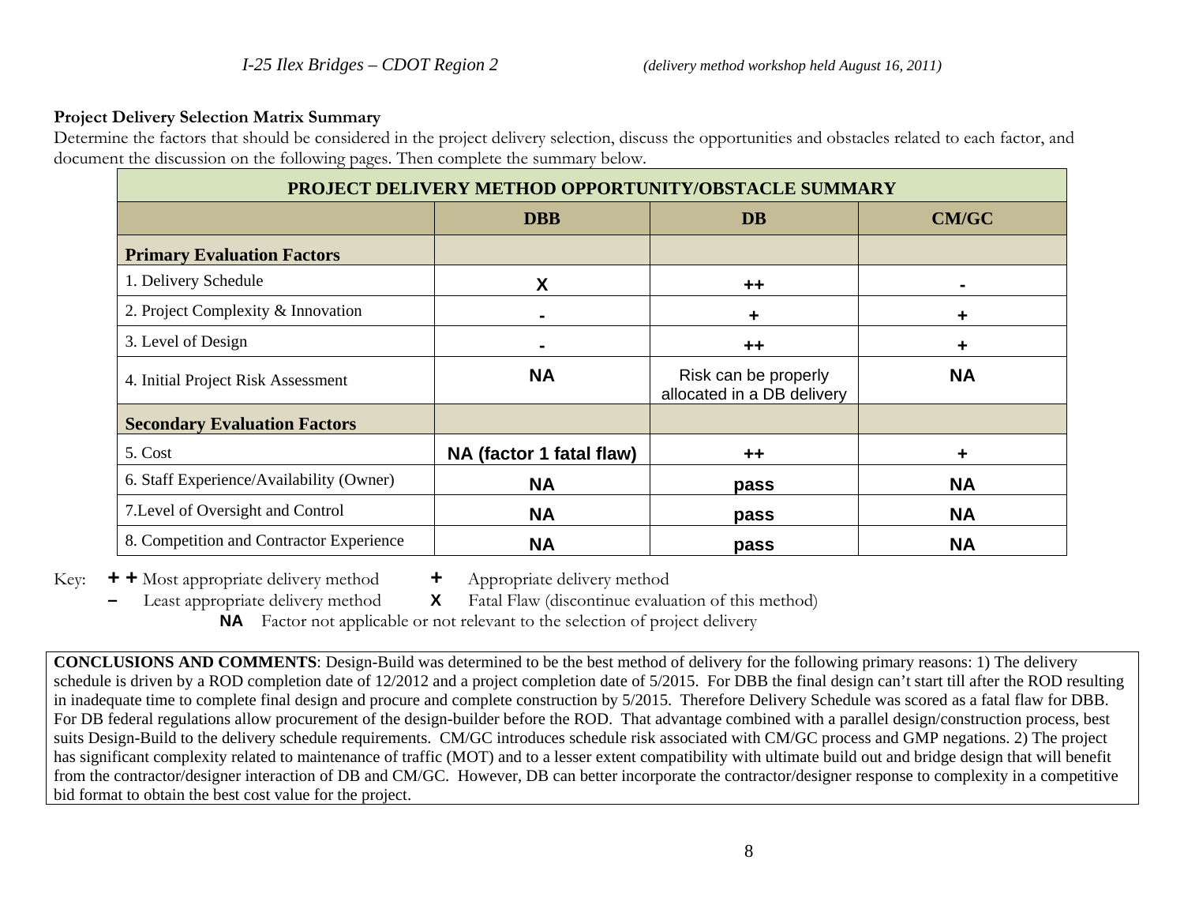*I-25 Ilex Bridges – CDOT Region 2* *(delivery method workshop held August 16, 2011)*

**Project Delivery Selection Matrix Summary**

Determine the factors that should be considered in the project delivery selection, discuss the opportunities and obstacles related to each factor, and document the discussion on the following pages. Then complete the summary below.

| PROJECT DELIVERY METHOD OPPORTUNITY/OBSTACLE SUMMARY | | | |
|---|---|---|---|
| | **DBB** | **DB** | **CM/GC** |
| **Primary Evaluation Factors** | | | |
| 1. Delivery Schedule | **X** | **++** | **-** |
| 2. Project Complexity & Innovation | **-** | **+** | **+** |
| 3. Level of Design | **-** | **++** | **+** |
| 4. Initial Project Risk Assessment | **NA** | Risk can be properly allocated in a DB delivery | **NA** |
| **Secondary Evaluation Factors** | | | |
| 5. Cost | **NA (factor 1 fatal flaw)** | **++** | **+** |
| 6. Staff Experience/Availability (Owner) | **NA** | **pass** | **NA** |
| 7.Level of Oversight and Control | **NA** | **pass** | **NA** |
| 8. Competition and Contractor Experience | **NA** | **pass** | **NA** |

Key: **+ +** Most appropriate delivery method **+** Appropriate delivery method
**–** Least appropriate delivery method **X** Fatal Flaw (discontinue evaluation of this method)
**NA** Factor not applicable or not relevant to the selection of project delivery

**CONCLUSIONS AND COMMENTS**: Design-Build was determined to be the best method of delivery for the following primary reasons: 1) The delivery schedule is driven by a ROD completion date of 12/2012 and a project completion date of 5/2015. For DBB the final design can't start till after the ROD resulting in inadequate time to complete final design and procure and complete construction by 5/2015. Therefore Delivery Schedule was scored as a fatal flaw for DBB. For DB federal regulations allow procurement of the design-builder before the ROD. That advantage combined with a parallel design/construction process, best suits Design-Build to the delivery schedule requirements. CM/GC introduces schedule risk associated with CM/GC process and GMP negations. 2) The project has significant complexity related to maintenance of traffic (MOT) and to a lesser extent compatibility with ultimate build out and bridge design that will benefit from the contractor/designer interaction of DB and CM/GC. However, DB can better incorporate the contractor/designer response to complexity in a competitive bid format to obtain the best cost value for the project.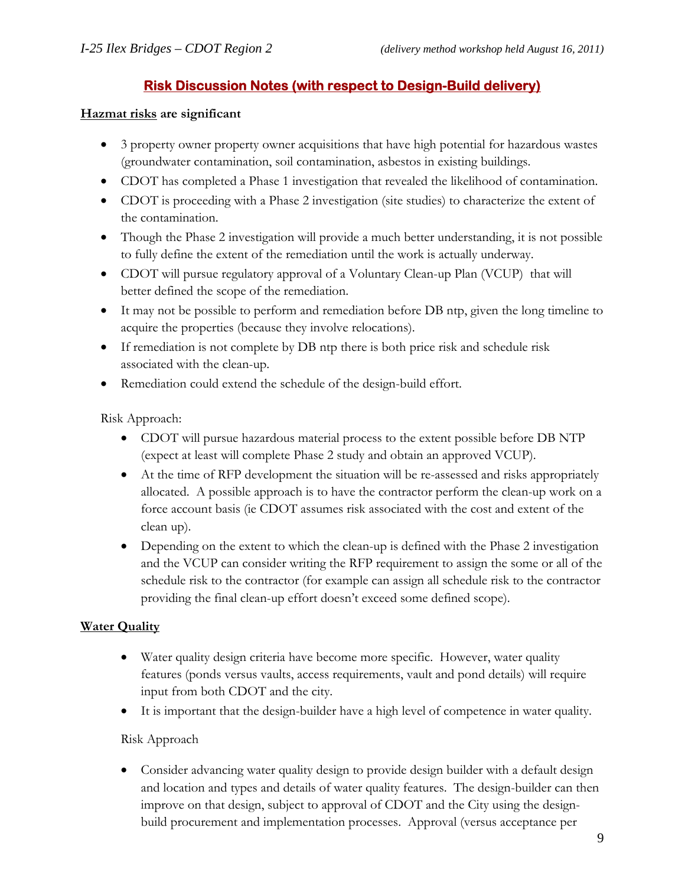## Risk Discussion Notes (with respect to Design-Build delivery)

**Hazmat risks are significant**

- 3 property owner property owner acquisitions that have high potential for hazardous wastes (groundwater contamination, soil contamination, asbestos in existing buildings.
- CDOT has completed a Phase 1 investigation that revealed the likelihood of contamination.
- CDOT is proceeding with a Phase 2 investigation (site studies) to characterize the extent of the contamination.
- Though the Phase 2 investigation will provide a much better understanding, it is not possible to fully define the extent of the remediation until the work is actually underway.
- CDOT will pursue regulatory approval of a Voluntary Clean-up Plan (VCUP) that will better defined the scope of the remediation.
- It may not be possible to perform and remediation before DB ntp, given the long timeline to acquire the properties (because they involve relocations).
- If remediation is not complete by DB ntp there is both price risk and schedule risk associated with the clean-up.
- Remediation could extend the schedule of the design-build effort.

Risk Approach:

- CDOT will pursue hazardous material process to the extent possible before DB NTP (expect at least will complete Phase 2 study and obtain an approved VCUP).
- At the time of RFP development the situation will be re-assessed and risks appropriately allocated. A possible approach is to have the contractor perform the clean-up work on a force account basis (ie CDOT assumes risk associated with the cost and extent of the clean up).
- Depending on the extent to which the clean-up is defined with the Phase 2 investigation and the VCUP can consider writing the RFP requirement to assign the some or all of the schedule risk to the contractor (for example can assign all schedule risk to the contractor providing the final clean-up effort doesn't exceed some defined scope).

**Water Quality**

- Water quality design criteria have become more specific. However, water quality features (ponds versus vaults, access requirements, vault and pond details) will require input from both CDOT and the city.
- It is important that the design-builder have a high level of competence in water quality.

Risk Approach

- Consider advancing water quality design to provide design builder with a default design and location and types and details of water quality features. The design-builder can then improve on that design, subject to approval of CDOT and the City using the design-build procurement and implementation processes. Approval (versus acceptance per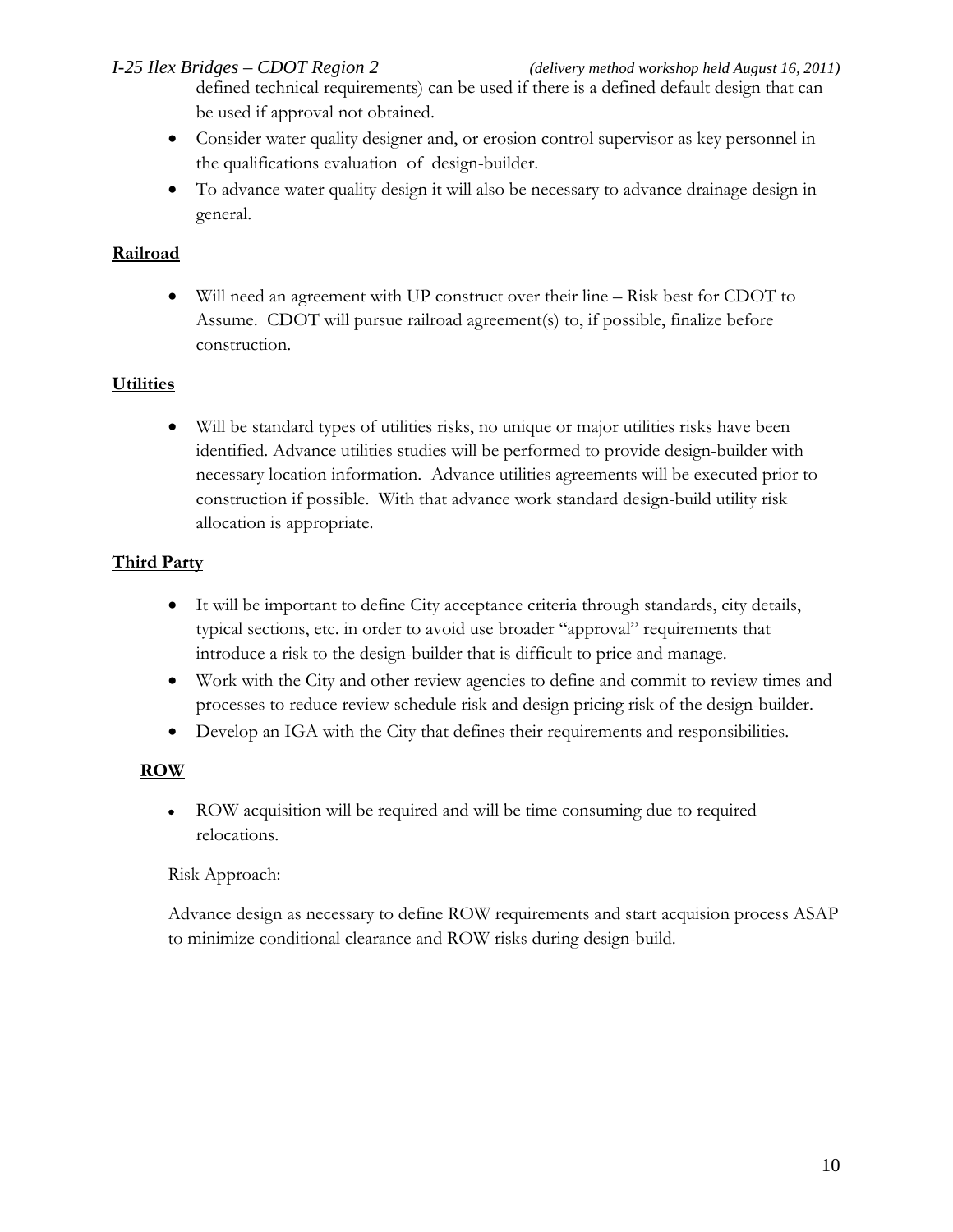defined technical requirements) can be used if there is a defined default design that can be used if approval not obtained.

- Consider water quality designer and, or erosion control supervisor as key personnel in the qualifications evaluation of design-builder.
- To advance water quality design it will also be necessary to advance drainage design in general.

**Railroad**

- Will need an agreement with UP construct over their line – Risk best for CDOT to Assume. CDOT will pursue railroad agreement(s) to, if possible, finalize before construction.

**Utilities**

- Will be standard types of utilities risks, no unique or major utilities risks have been identified. Advance utilities studies will be performed to provide design-builder with necessary location information. Advance utilities agreements will be executed prior to construction if possible. With that advance work standard design-build utility risk allocation is appropriate.

**Third Party**

- It will be important to define City acceptance criteria through standards, city details, typical sections, etc. in order to avoid use broader "approval" requirements that introduce a risk to the design-builder that is difficult to price and manage.
- Work with the City and other review agencies to define and commit to review times and processes to reduce review schedule risk and design pricing risk of the design-builder.
- Develop an IGA with the City that defines their requirements and responsibilities.

**ROW**

- ROW acquisition will be required and will be time consuming due to required relocations.

Risk Approach:

Advance design as necessary to define ROW requirements and start acquision process ASAP to minimize conditional clearance and ROW risks during design-build.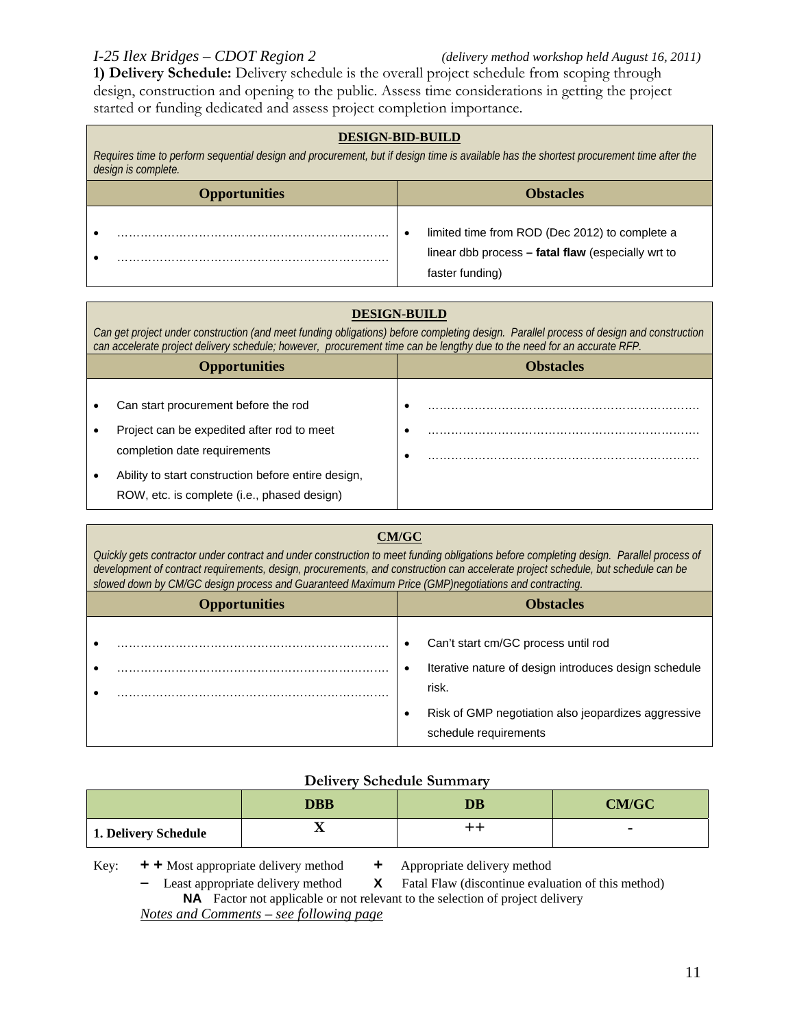*I-25 Ilex Bridges – CDOT Region 2* *(delivery method workshop held August 16, 2011)*

**1) Delivery Schedule:** Delivery schedule is the overall project schedule from scoping through design, construction and opening to the public. Assess time considerations in getting the project started or funding dedicated and assess project completion importance.

| **DESIGN-BID-BUILD** *Requires time to perform sequential design and procurement, but if design time is available has the shortest procurement time after the design is complete.* | |
|---|---|
| **Opportunities** | **Obstacles** |
| • ……………………………………………………………… <br> • ……………………………………………………………… | • limited time from ROD (Dec 2012) to complete a linear dbb process **– fatal flaw** (especially wrt to faster funding) |

| **DESIGN-BUILD** *Can get project under construction (and meet funding obligations) before completing design. Parallel process of design and construction can accelerate project delivery schedule; however, procurement time can be lengthy due to the need for an accurate RFP.* | |
|---|---|
| **Opportunities** | **Obstacles** |
| • Can start procurement before the rod <br> • Project can be expedited after rod to meet completion date requirements <br> • Ability to start construction before entire design, ROW, etc. is complete (i.e., phased design) | • ……………………………………………………………… <br> • ……………………………………………………………… <br> • ……………………………………………………………… |

| **CM/GC** *Quickly gets contractor under contract and under construction to meet funding obligations before completing design. Parallel process of development of contract requirements, design, procurements, and construction can accelerate project schedule, but schedule can be slowed down by CM/GC design process and Guaranteed Maximum Price (GMP)negotiations and contracting.* | |
|---|---|
| **Opportunities** | **Obstacles** |
| • ……………………………………………………………… <br> • ……………………………………………………………… <br> • ……………………………………………………………… | • Can't start cm/GC process until rod <br> • Iterative nature of design introduces design schedule risk. <br> • Risk of GMP negotiation also jeopardizes aggressive schedule requirements |

**Delivery Schedule Summary**

| | **DBB** | **DB** | **CM/GC** |
|---|---|---|---|
| **1. Delivery Schedule** | X | ++ | - |

Key: **+ +** Most appropriate delivery method **+** Appropriate delivery method
**–** Least appropriate delivery method **X** Fatal Flaw (discontinue evaluation of this method)
**NA** Factor not applicable or not relevant to the selection of project delivery

*Notes and Comments – see following page*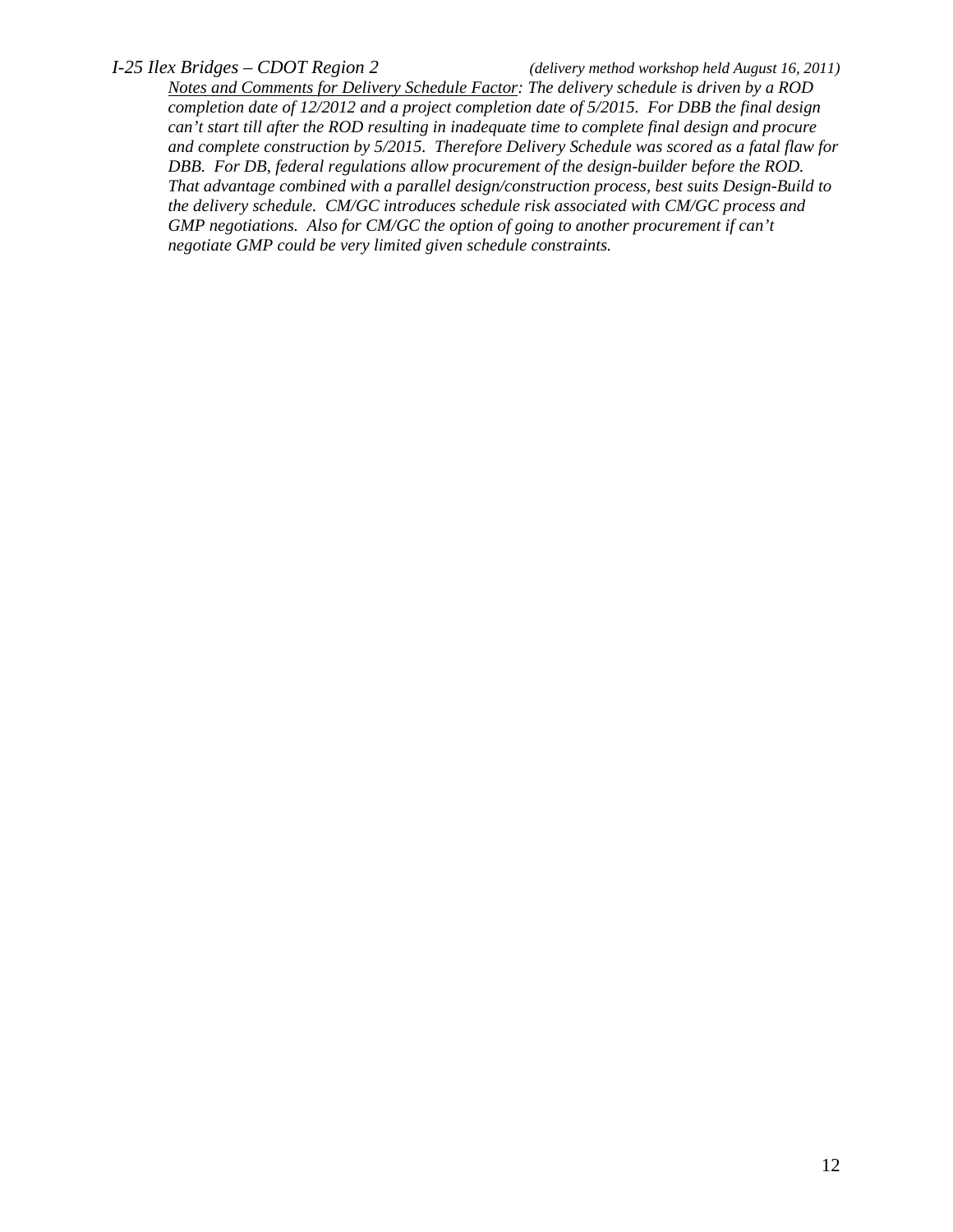*<u>Notes and Comments for Delivery Schedule Factor</u>: The delivery schedule is driven by a ROD completion date of 12/2012 and a project completion date of 5/2015. For DBB the final design can't start till after the ROD resulting in inadequate time to complete final design and procure and complete construction by 5/2015. Therefore Delivery Schedule was scored as a fatal flaw for DBB. For DB, federal regulations allow procurement of the design-builder before the ROD. That advantage combined with a parallel design/construction process, best suits Design-Build to the delivery schedule. CM/GC introduces schedule risk associated with CM/GC process and GMP negotiations. Also for CM/GC the option of going to another procurement if can't negotiate GMP could be very limited given schedule constraints.*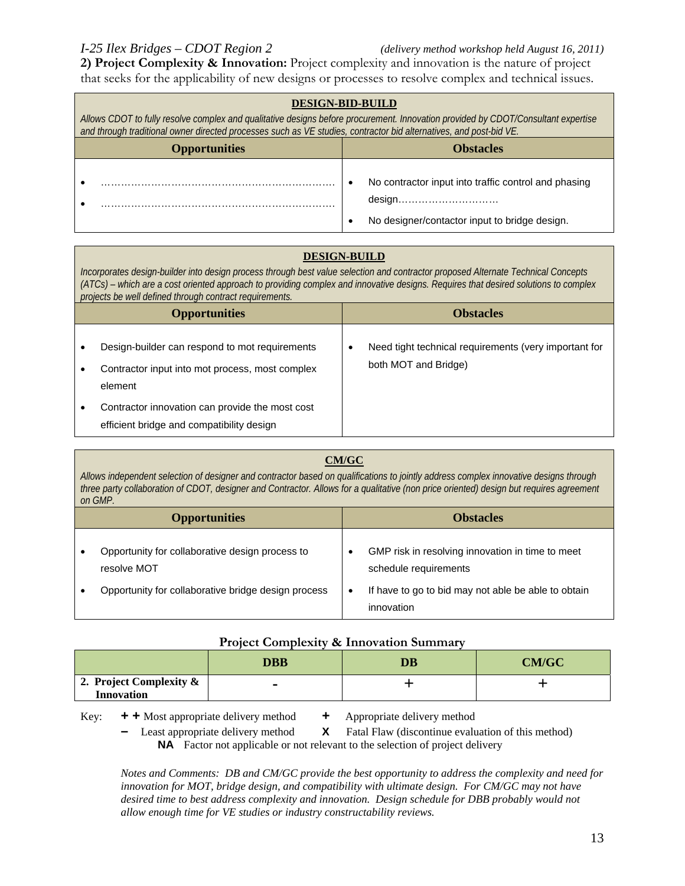**2) Project Complexity & Innovation:** Project complexity and innovation is the nature of project that seeks for the applicability of new designs or processes to resolve complex and technical issues.

| DESIGN-BID-BUILD | |
|---|---|
| *Allows CDOT to fully resolve complex and qualitative designs before procurement. Innovation provided by CDOT/Consultant expertise and through traditional owner directed processes such as VE studies, contractor bid alternatives, and post-bid VE.* | |
| **Opportunities** | **Obstacles** |
| • ………………………………………………………….<br>• …………………………………………………………. | • No contractor input into traffic control and phasing design…………………………<br>• No designer/contactor input to bridge design. |

| DESIGN-BUILD | |
|---|---|
| *Incorporates design-builder into design process through best value selection and contractor proposed Alternate Technical Concepts (ATCs) – which are a cost oriented approach to providing complex and innovative designs. Requires that desired solutions to complex projects be well defined through contract requirements.* | |
| **Opportunities** | **Obstacles** |
| • Design-builder can respond to mot requirements<br>• Contractor input into mot process, most complex element<br>• Contractor innovation can provide the most cost efficient bridge and compatibility design | • Need tight technical requirements (very important for both MOT and Bridge) |

| CM/GC | |
|---|---|
| *Allows independent selection of designer and contractor based on qualifications to jointly address complex innovative designs through three party collaboration of CDOT, designer and Contractor. Allows for a qualitative (non price oriented) design but requires agreement on GMP.* | |
| **Opportunities** | **Obstacles** |
| • Opportunity for collaborative design process to resolve MOT<br>• Opportunity for collaborative bridge design process | • GMP risk in resolving innovation in time to meet schedule requirements<br>• If have to go to bid may not able be able to obtain innovation |

**Project Complexity & Innovation Summary**

| | DBB | DB | CM/GC |
|---|---|---|---|
| **2. Project Complexity & Innovation** | - | + | + |

Key: **+ +** Most appropriate delivery method **+** Appropriate delivery method
**–** Least appropriate delivery method **X** Fatal Flaw (discontinue evaluation of this method)
**NA** Factor not applicable or not relevant to the selection of project delivery

*Notes and Comments: DB and CM/GC provide the best opportunity to address the complexity and need for innovation for MOT, bridge design, and compatibility with ultimate design. For CM/GC may not have desired time to best address complexity and innovation. Design schedule for DBB probably would not allow enough time for VE studies or industry constructability reviews.*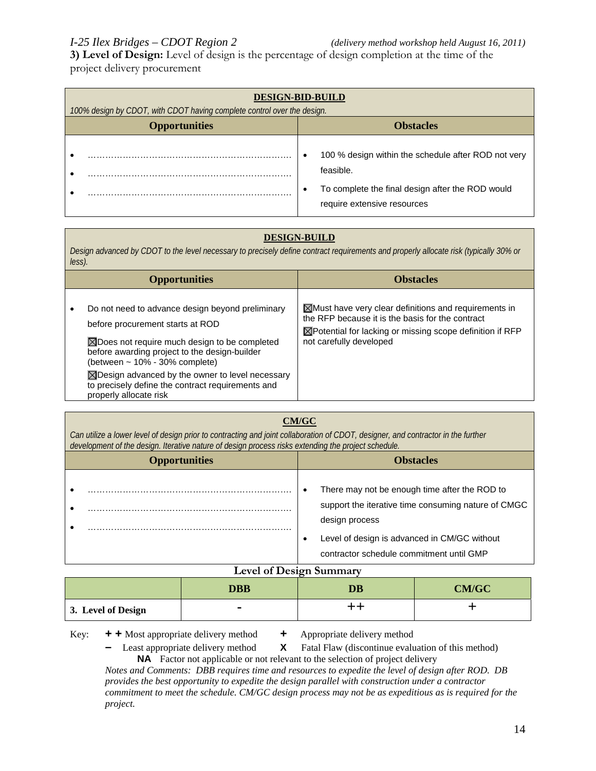**3) Level of Design:** Level of design is the percentage of design completion at the time of the project delivery procurement

| DESIGN-BID-BUILD | |
|---|---|
| *100% design by CDOT, with CDOT having complete control over the design.* | |
| **Opportunities** | **Obstacles** |
| • ……………………………………………………………<br>• ……………………………………………………………<br>• …………………………………………………………… | • 100 % design within the schedule after ROD not very feasible.<br>• To complete the final design after the ROD would require extensive resources |

| DESIGN-BUILD | |
|---|---|
| *Design advanced by CDOT to the level necessary to precisely define contract requirements and properly allocate risk (typically 30% or less).* | |
| **Opportunities** | **Obstacles** |
| • Do not need to advance design beyond preliminary before procurement starts at ROD<br>☒Does not require much design to be completed before awarding project to the design-builder (between ~ 10% - 30% complete)<br>☒Design advanced by the owner to level necessary to precisely define the contract requirements and properly allocate risk | ☒Must have very clear definitions and requirements in the RFP because it is the basis for the contract<br>☒Potential for lacking or missing scope definition if RFP not carefully developed |

| CM/GC | |
|---|---|
| *Can utilize a lower level of design prior to contracting and joint collaboration of CDOT, designer, and contractor in the further development of the design. Iterative nature of design process risks extending the project schedule.* | |
| **Opportunities** | **Obstacles** |
| • ……………………………………………………………<br>• ……………………………………………………………<br>• …………………………………………………………… | • There may not be enough time after the ROD to support the iterative time consuming nature of CMGC design process<br>• Level of design is advanced in CM/GC without contractor schedule commitment until GMP |

**Level of Design Summary**

| | DBB | DB | CM/GC |
|---|---|---|---|
| **3. Level of Design** | - | ++ | + |

Key: **+ +** Most appropriate delivery method **+** Appropriate delivery method
**–** Least appropriate delivery method **X** Fatal Flaw (discontinue evaluation of this method)
**NA** Factor not applicable or not relevant to the selection of project delivery

*Notes and Comments: DBB requires time and resources to expedite the level of design after ROD. DB provides the best opportunity to expedite the design parallel with construction under a contractor commitment to meet the schedule. CM/GC design process may not be as expeditious as is required for the project.*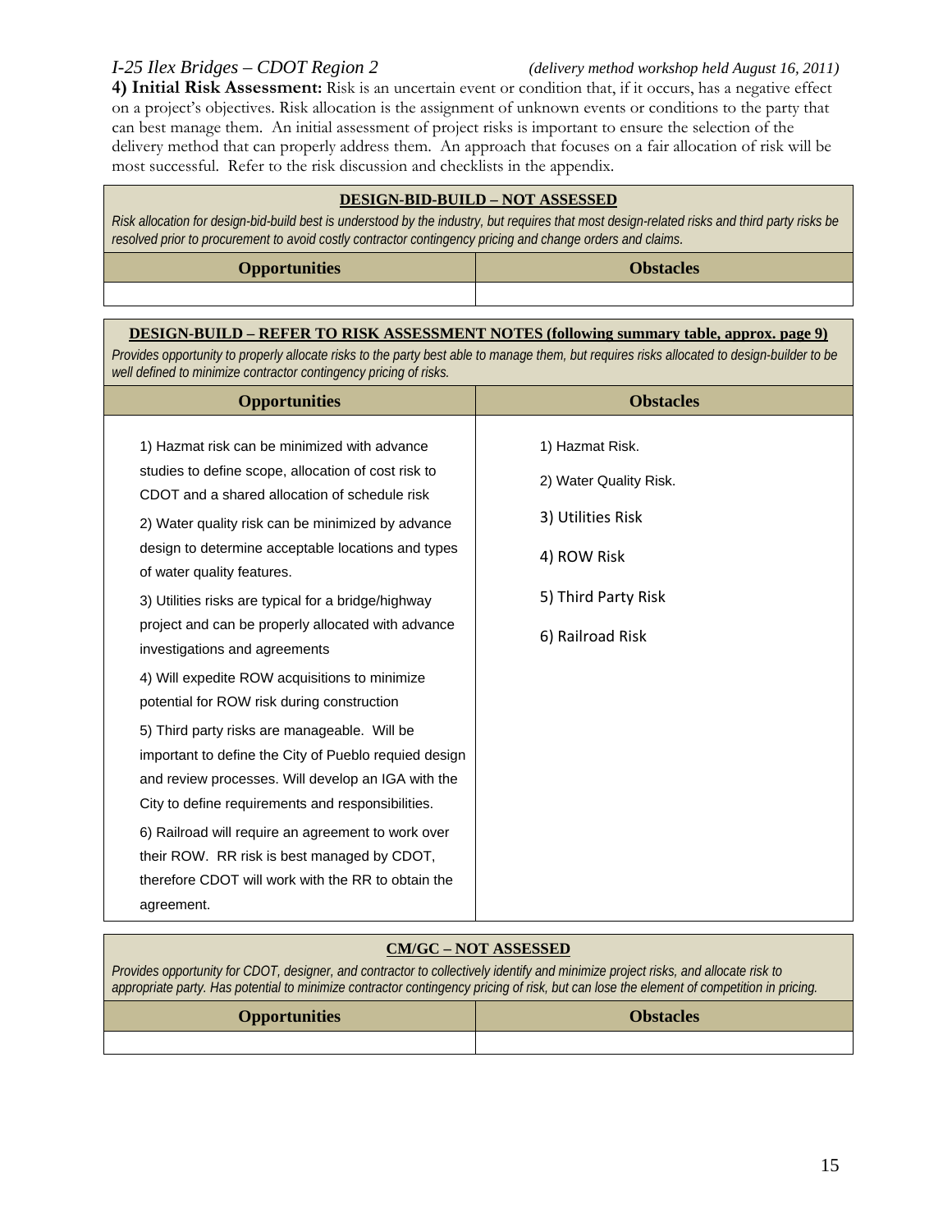**4) Initial Risk Assessment:** Risk is an uncertain event or condition that, if it occurs, has a negative effect on a project's objectives. Risk allocation is the assignment of unknown events or conditions to the party that can best manage them. An initial assessment of project risks is important to ensure the selection of the delivery method that can properly address them. An approach that focuses on a fair allocation of risk will be most successful. Refer to the risk discussion and checklists in the appendix.

**DESIGN-BID-BUILD – NOT ASSESSED**

*Risk allocation for design-bid-build best is understood by the industry, but requires that most design-related risks and third party risks be resolved prior to procurement to avoid costly contractor contingency pricing and change orders and claims.*

| Opportunities | Obstacles |
|---|---|
| | |

**DESIGN-BUILD – REFER TO RISK ASSESSMENT NOTES (following summary table, approx. page 9)**

*Provides opportunity to properly allocate risks to the party best able to manage them, but requires risks allocated to design-builder to be well defined to minimize contractor contingency pricing of risks.*

| Opportunities | Obstacles |
|---|---|
| 1) Hazmat risk can be minimized with advance studies to define scope, allocation of cost risk to CDOT and a shared allocation of schedule risk | 1) Hazmat Risk. |
| 2) Water quality risk can be minimized by advance design to determine acceptable locations and types of water quality features. | 2) Water Quality Risk. |
| 3) Utilities risks are typical for a bridge/highway project and can be properly allocated with advance investigations and agreements | 3) Utilities Risk |
| 4) Will expedite ROW acquisitions to minimize potential for ROW risk during construction | 4) ROW Risk |
| 5) Third party risks are manageable. Will be important to define the City of Pueblo requied design and review processes. Will develop an IGA with the City to define requirements and responsibilities. | 5) Third Party Risk |
| 6) Railroad will require an agreement to work over their ROW. RR risk is best managed by CDOT, therefore CDOT will work with the RR to obtain the agreement. | 6) Railroad Risk |

**CM/GC – NOT ASSESSED**

*Provides opportunity for CDOT, designer, and contractor to collectively identify and minimize project risks, and allocate risk to appropriate party. Has potential to minimize contractor contingency pricing of risk, but can lose the element of competition in pricing.*

| Opportunities | Obstacles |
|---|---|
| | |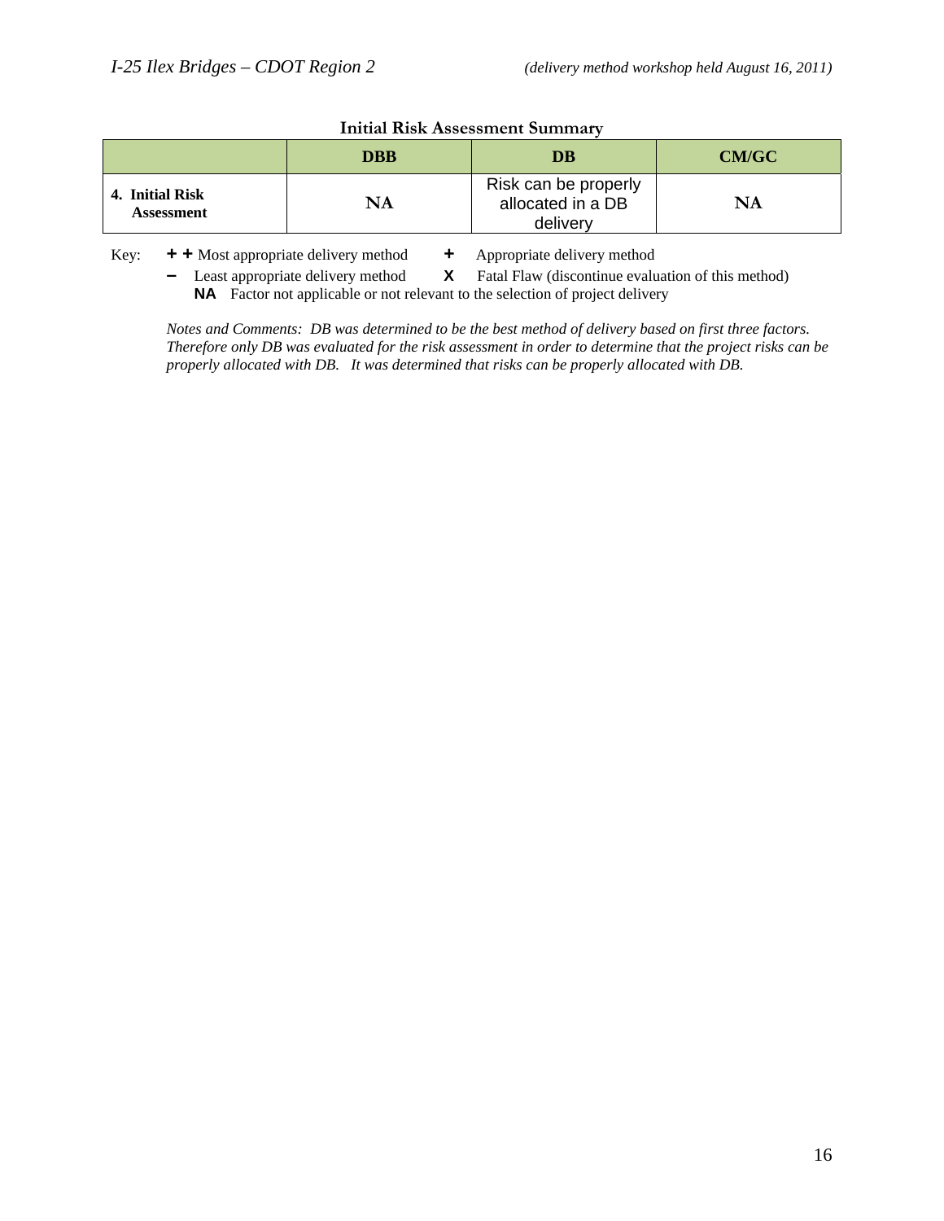**Initial Risk Assessment Summary**

| | DBB | DB | CM/GC |
|---|---|---|---|
| **4. Initial Risk Assessment** | **NA** | Risk can be properly allocated in a DB delivery | **NA** |

Key: **+ +** Most appropriate delivery method **+** Appropriate delivery method
**–** Least appropriate delivery method **X** Fatal Flaw (discontinue evaluation of this method)
**NA** Factor not applicable or not relevant to the selection of project delivery

*Notes and Comments: DB was determined to be the best method of delivery based on first three factors. Therefore only DB was evaluated for the risk assessment in order to determine that the project risks can be properly allocated with DB. It was determined that risks can be properly allocated with DB.*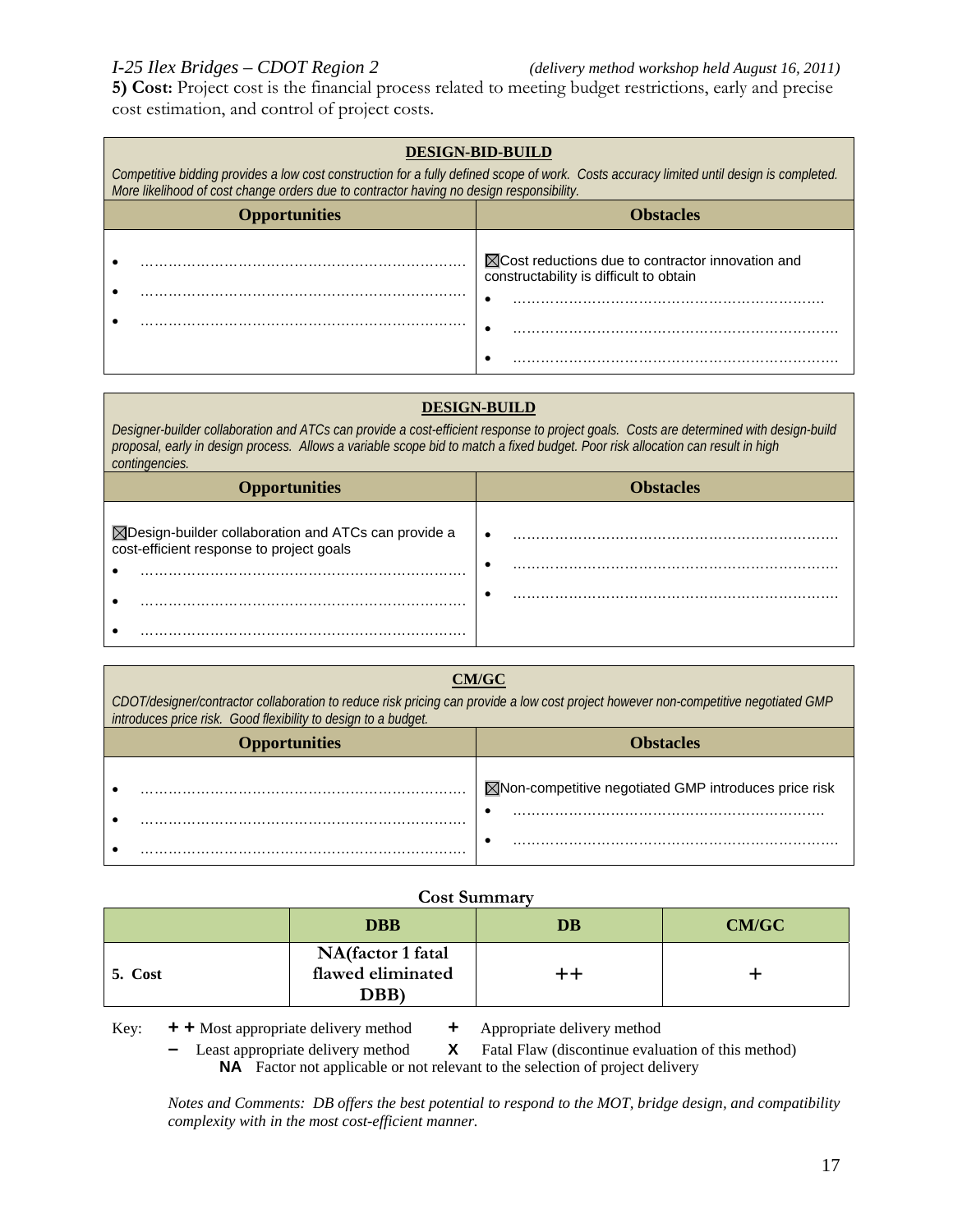**5) Cost:** Project cost is the financial process related to meeting budget restrictions, early and precise cost estimation, and control of project costs.

| **DESIGN-BID-BUILD** | |
|---|---|
| *Competitive bidding provides a low cost construction for a fully defined scope of work. Costs accuracy limited until design is completed. More likelihood of cost change orders due to contractor having no design responsibility.* | |
| **Opportunities** | **Obstacles** |
| • ………………………………………………………………<br>• ………………………………………………………………<br>• ……………………………………………………………… | ☒Cost reductions due to contractor innovation and constructability is difficult to obtain<br>• ………………………………………………………………<br>• ………………………………………………………………<br>• ……………………………………………………………… |

| **DESIGN-BUILD** | |
|---|---|
| *Designer-builder collaboration and ATCs can provide a cost-efficient response to project goals. Costs are determined with design-build proposal, early in design process. Allows a variable scope bid to match a fixed budget. Poor risk allocation can result in high contingencies.* | |
| **Opportunities** | **Obstacles** |
| ☒Design-builder collaboration and ATCs can provide a cost-efficient response to project goals<br>• ………………………………………………………………<br>• ………………………………………………………………<br>• ……………………………………………………………… | • ………………………………………………………………<br>• ………………………………………………………………<br>• ……………………………………………………………… |

| **CM/GC** | |
|---|---|
| *CDOT/designer/contractor collaboration to reduce risk pricing can provide a low cost project however non-competitive negotiated GMP introduces price risk. Good flexibility to design to a budget.* | |
| **Opportunities** | **Obstacles** |
| • ………………………………………………………………<br>• ………………………………………………………………<br>• ……………………………………………………………… | ☒Non-competitive negotiated GMP introduces price risk<br>• ………………………………………………………………<br>• ……………………………………………………………… |

**Cost Summary**

| | DBB | DB | CM/GC |
|---|---|---|---|
| **5. Cost** | NA(factor 1 fatal flawed eliminated DBB) | ++ | + |

Key: **+ +** Most appropriate delivery method **+** Appropriate delivery method
**–** Least appropriate delivery method **X** Fatal Flaw (discontinue evaluation of this method)
**NA** Factor not applicable or not relevant to the selection of project delivery

*Notes and Comments: DB offers the best potential to respond to the MOT, bridge design, and compatibility complexity with in the most cost-efficient manner.*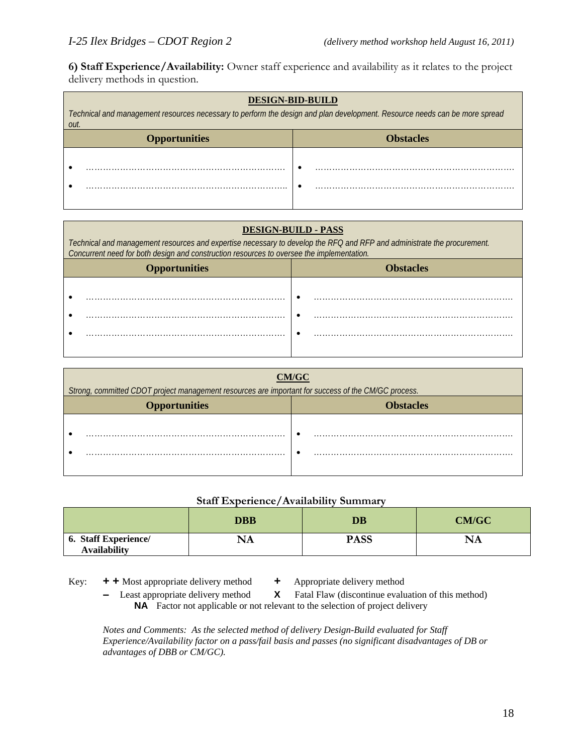**6) Staff Experience/Availability:** Owner staff experience and availability as it relates to the project delivery methods in question.

| DESIGN-BID-BUILD | |
|---|---|
| *Technical and management resources necessary to perform the design and plan development. Resource needs can be more spread out.* | |
| **Opportunities** | **Obstacles** |
| • ……………………………………………………………… | • ……………………………………………………………… |
| • ……………………………………………………………… | • ……………………………………………………………… |

| DESIGN-BUILD - PASS | |
|---|---|
| *Technical and management resources and expertise necessary to develop the RFQ and RFP and administrate the procurement. Concurrent need for both design and construction resources to oversee the implementation.* | |
| **Opportunities** | **Obstacles** |
| • ……………………………………………………………… | • ……………………………………………………………… |
| • ……………………………………………………………… | • ……………………………………………………………… |
| • ……………………………………………………………… | • ……………………………………………………………… |

| CM/GC | |
|---|---|
| *Strong, committed CDOT project management resources are important for success of the CM/GC process.* | |
| **Opportunities** | **Obstacles** |
| • ……………………………………………………………… | • ……………………………………………………………… |
| • ……………………………………………………………… | • ……………………………………………………………… |

**Staff Experience/Availability Summary**

| | DBB | DB | CM/GC |
|---|---|---|---|
| **6. Staff Experience/ Availability** | **NA** | **PASS** | **NA** |

Key: **+ +** Most appropriate delivery method **+** Appropriate delivery method
**–** Least appropriate delivery method **X** Fatal Flaw (discontinue evaluation of this method)
**NA** Factor not applicable or not relevant to the selection of project delivery

*Notes and Comments: As the selected method of delivery Design-Build evaluated for Staff Experience/Availability factor on a pass/fail basis and passes (no significant disadvantages of DB or advantages of DBB or CM/GC).*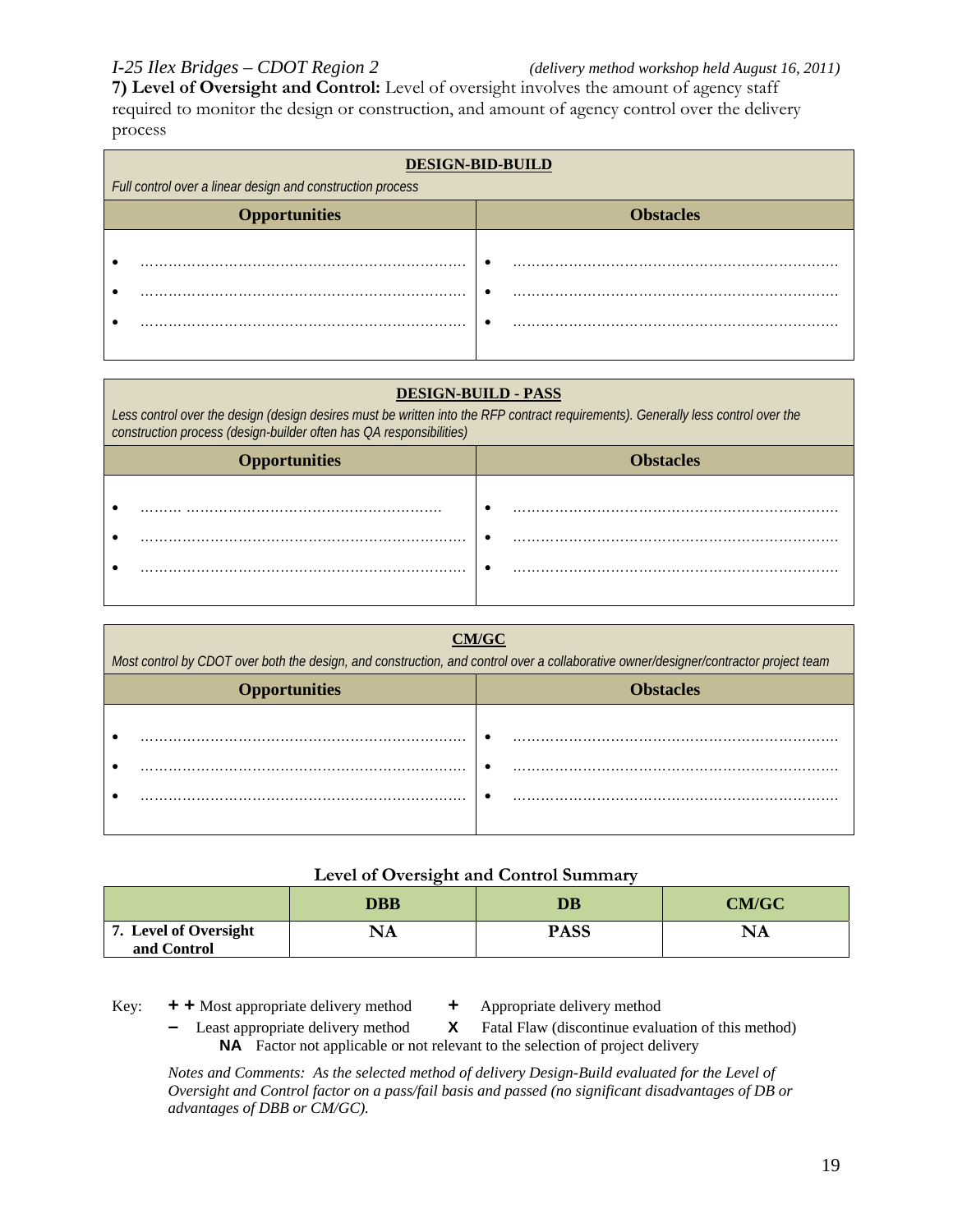**7) Level of Oversight and Control:** Level of oversight involves the amount of agency staff required to monitor the design or construction, and amount of agency control over the delivery process

| **DESIGN-BID-BUILD** | |
|---|---|
| *Full control over a linear design and construction process* | |
| **Opportunities** | **Obstacles** |
| • ………………………………………………………… | • ………………………………………………………… |
| • ………………………………………………………… | • ………………………………………………………… |
| • ………………………………………………………… | • ………………………………………………………… |

| **DESIGN-BUILD - PASS** | |
|---|---|
| *Less control over the design (design desires must be written into the RFP contract requirements). Generally less control over the construction process (design-builder often has QA responsibilities)* | |
| **Opportunities** | **Obstacles** |
| • ……… ……………………………………………… | • ………………………………………………………… |
| • ………………………………………………………… | • ………………………………………………………… |
| • ………………………………………………………… | • ………………………………………………………… |

| **CM/GC** | |
|---|---|
| *Most control by CDOT over both the design, and construction, and control over a collaborative owner/designer/contractor project team* | |
| **Opportunities** | **Obstacles** |
| • ………………………………………………………… | • ………………………………………………………… |
| • ………………………………………………………… | • ………………………………………………………… |
| • ………………………………………………………… | • ………………………………………………………… |

**Level of Oversight and Control Summary**

| | DBB | DB | CM/GC |
|---|---|---|---|
| **7. Level of Oversight and Control** | **NA** | **PASS** | **NA** |

Key: **+ +** Most appropriate delivery method  **+** Appropriate delivery method
**–** Least appropriate delivery method  **X** Fatal Flaw (discontinue evaluation of this method)
**NA** Factor not applicable or not relevant to the selection of project delivery

*Notes and Comments: As the selected method of delivery Design-Build evaluated for the Level of Oversight and Control factor on a pass/fail basis and passed (no significant disadvantages of DB or advantages of DBB or CM/GC).*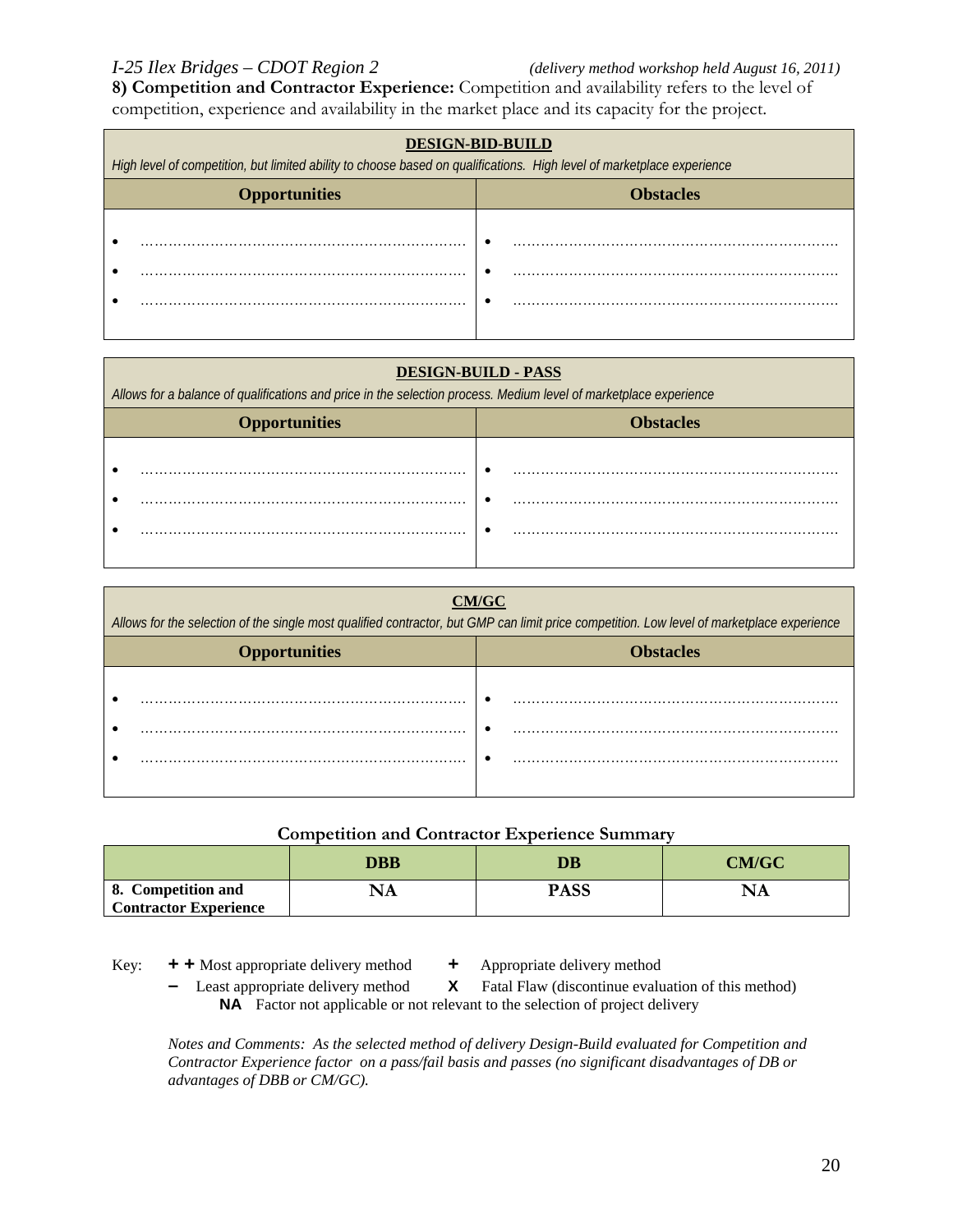**8) Competition and Contractor Experience:** Competition and availability refers to the level of competition, experience and availability in the market place and its capacity for the project.

| **DESIGN-BID-BUILD**<br>*High level of competition, but limited ability to choose based on qualifications. High level of marketplace experience* | |
|---|---|
| **Opportunities** | **Obstacles** |
| • ……………………………………………<br>• ……………………………………………<br>• …………………………………………… | • ……………………………………………<br>• ……………………………………………<br>• …………………………………………… |

| **DESIGN-BUILD - PASS**<br>*Allows for a balance of qualifications and price in the selection process. Medium level of marketplace experience* | |
|---|---|
| **Opportunities** | **Obstacles** |
| • ……………………………………………<br>• ……………………………………………<br>• …………………………………………… | • ……………………………………………<br>• ……………………………………………<br>• …………………………………………… |

| **CM/GC**<br>*Allows for the selection of the single most qualified contractor, but GMP can limit price competition. Low level of marketplace experience* | |
|---|---|
| **Opportunities** | **Obstacles** |
| • ……………………………………………<br>• ……………………………………………<br>• …………………………………………… | • ……………………………………………<br>• ……………………………………………<br>• …………………………………………… |

**Competition and Contractor Experience Summary**

| | DBB | DB | CM/GC |
|---|---|---|---|
| **8. Competition and Contractor Experience** | **NA** | **PASS** | **NA** |

Key: **+ +** Most appropriate delivery method **+** Appropriate delivery method
**–** Least appropriate delivery method **X** Fatal Flaw (discontinue evaluation of this method)
**NA** Factor not applicable or not relevant to the selection of project delivery

*Notes and Comments: As the selected method of delivery Design-Build evaluated for Competition and Contractor Experience factor on a pass/fail basis and passes (no significant disadvantages of DB or advantages of DBB or CM/GC).*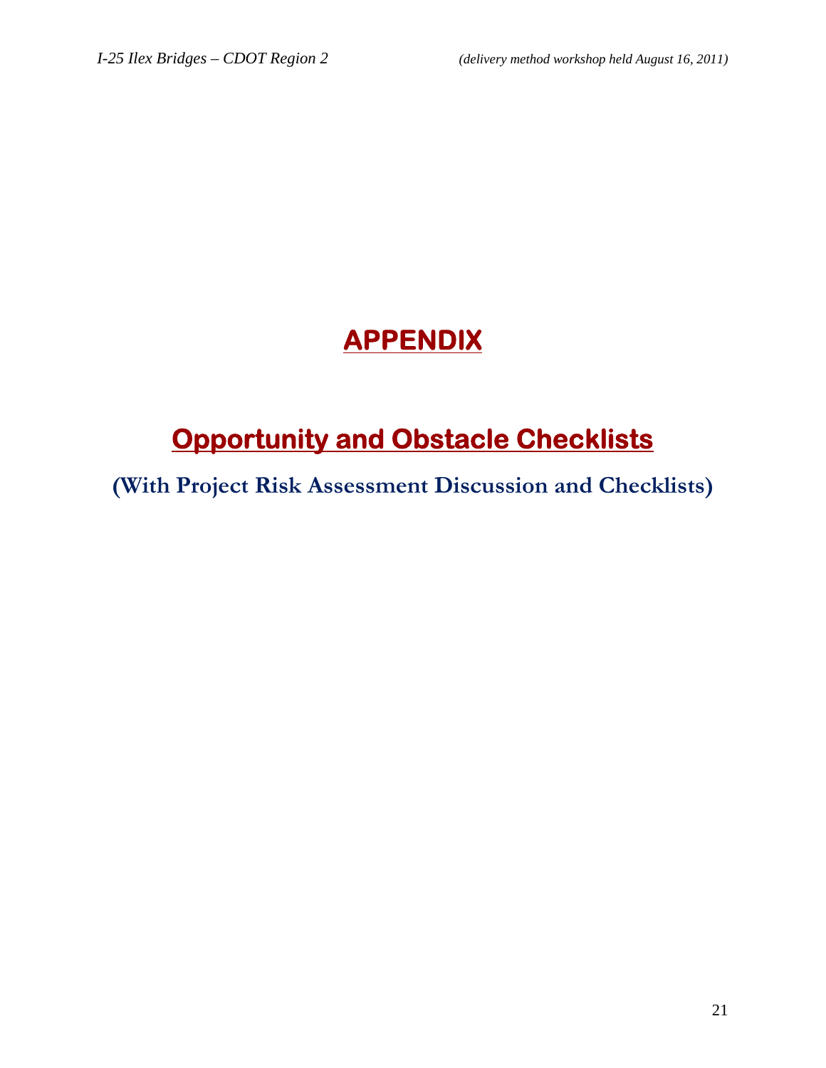# APPENDIX

## Opportunity and Obstacle Checklists

### (With Project Risk Assessment Discussion and Checklists)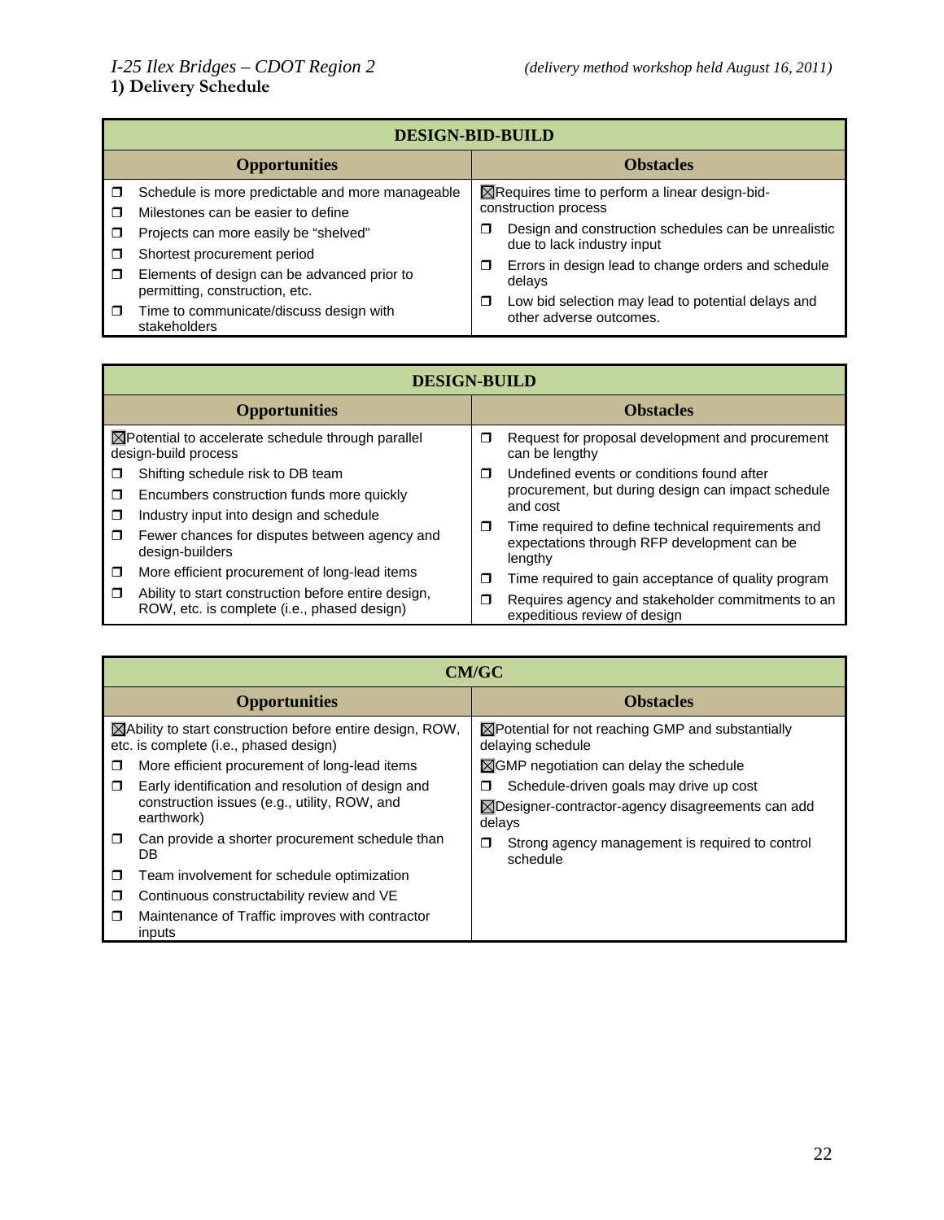*I-25 Ilex Bridges – CDOT Region 2* *(delivery method workshop held August 16, 2011)*

## 1) Delivery Schedule

| DESIGN-BID-BUILD | |
|---|---|
| **Opportunities** | **Obstacles** |
| ❒ Schedule is more predictable and more manageable<br>❒ Milestones can be easier to define<br>❒ Projects can more easily be "shelved"<br>❒ Shortest procurement period<br>❒ Elements of design can be advanced prior to permitting, construction, etc.<br>❒ Time to communicate/discuss design with stakeholders | ☒ Requires time to perform a linear design-bid-construction process<br>❒ Design and construction schedules can be unrealistic due to lack industry input<br>❒ Errors in design lead to change orders and schedule delays<br>❒ Low bid selection may lead to potential delays and other adverse outcomes. |

| DESIGN-BUILD | |
|---|---|
| **Opportunities** | **Obstacles** |
| ☒ Potential to accelerate schedule through parallel design-build process<br>❒ Shifting schedule risk to DB team<br>❒ Encumbers construction funds more quickly<br>❒ Industry input into design and schedule<br>❒ Fewer chances for disputes between agency and design-builders<br>❒ More efficient procurement of long-lead items<br>❒ Ability to start construction before entire design, ROW, etc. is complete (i.e., phased design) | ❒ Request for proposal development and procurement can be lengthy<br>❒ Undefined events or conditions found after procurement, but during design can impact schedule and cost<br>❒ Time required to define technical requirements and expectations through RFP development can be lengthy<br>❒ Time required to gain acceptance of quality program<br>❒ Requires agency and stakeholder commitments to an expeditious review of design |

| CM/GC | |
|---|---|
| **Opportunities** | **Obstacles** |
| ☒ Ability to start construction before entire design, ROW, etc. is complete (i.e., phased design)<br>❒ More efficient procurement of long-lead items<br>❒ Early identification and resolution of design and construction issues (e.g., utility, ROW, and earthwork)<br>❒ Can provide a shorter procurement schedule than DB<br>❒ Team involvement for schedule optimization<br>❒ Continuous constructability review and VE<br>❒ Maintenance of Traffic improves with contractor inputs | ☒ Potential for not reaching GMP and substantially delaying schedule<br>☒ GMP negotiation can delay the schedule<br>❒ Schedule-driven goals may drive up cost<br>☒ Designer-contractor-agency disagreements can add delays<br>❒ Strong agency management is required to control schedule |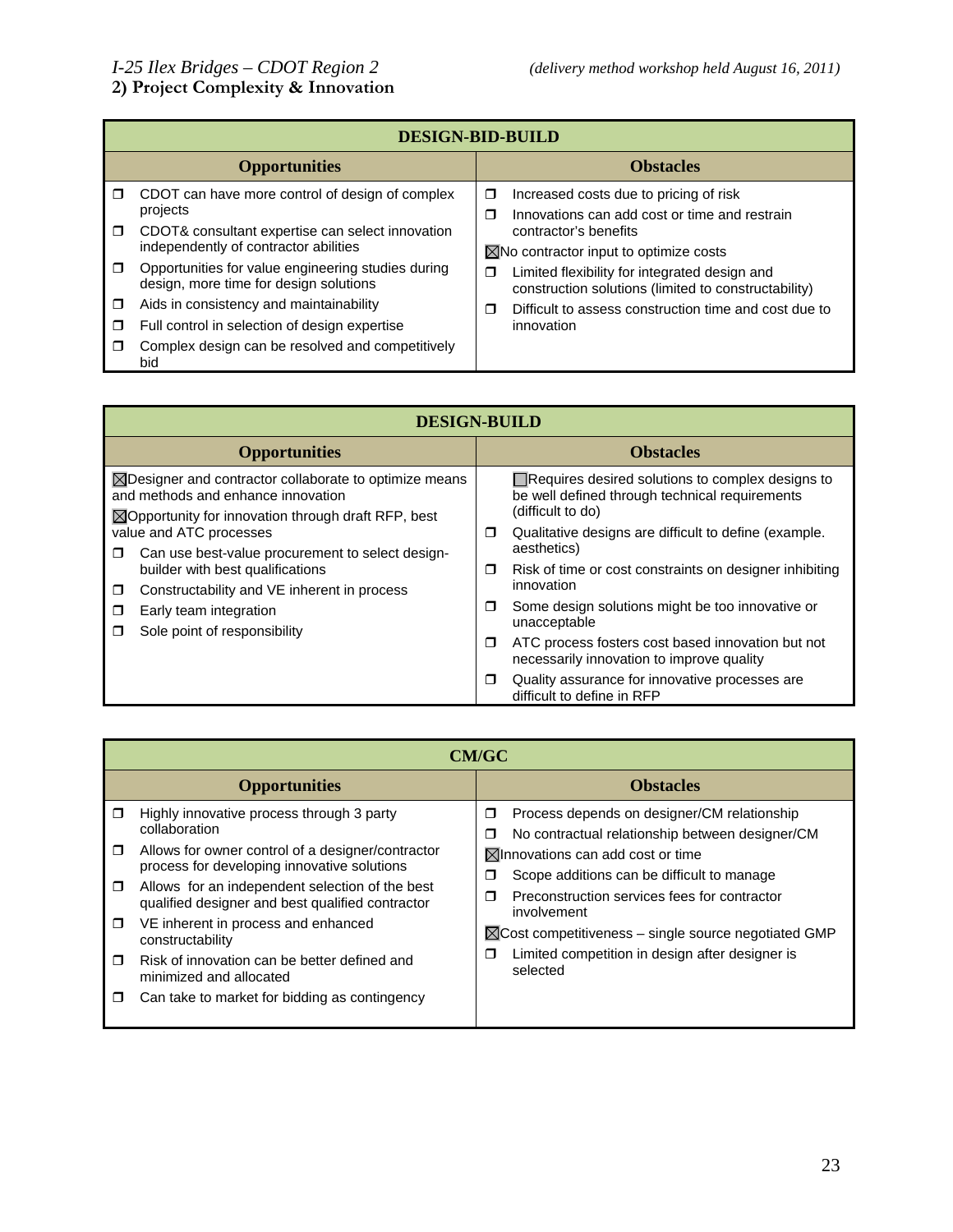*I-25 Ilex Bridges – CDOT Region 2* *(delivery method workshop held August 16, 2011)*

## 2) Project Complexity & Innovation

| DESIGN-BID-BUILD | |
|---|---|
| **Opportunities** | **Obstacles** |
| ☐ CDOT can have more control of design of complex projects<br>☐ CDOT& consultant expertise can select innovation independently of contractor abilities<br>☐ Opportunities for value engineering studies during design, more time for design solutions<br>☐ Aids in consistency and maintainability<br>☐ Full control in selection of design expertise<br>☐ Complex design can be resolved and competitively bid | ☐ Increased costs due to pricing of risk<br>☐ Innovations can add cost or time and restrain contractor's benefits<br>☒ No contractor input to optimize costs<br>☐ Limited flexibility for integrated design and construction solutions (limited to constructability)<br>☐ Difficult to assess construction time and cost due to innovation |

| DESIGN-BUILD | |
|---|---|
| **Opportunities** | **Obstacles** |
| ☒ Designer and contractor collaborate to optimize means and methods and enhance innovation<br>☒ Opportunity for innovation through draft RFP, best value and ATC processes<br>☐ Can use best-value procurement to select design-builder with best qualifications<br>☐ Constructability and VE inherent in process<br>☐ Early team integration<br>☐ Sole point of responsibility | ☐ Requires desired solutions to complex designs to be well defined through technical requirements (difficult to do)<br>☐ Qualitative designs are difficult to define (example. aesthetics)<br>☐ Risk of time or cost constraints on designer inhibiting innovation<br>☐ Some design solutions might be too innovative or unacceptable<br>☐ ATC process fosters cost based innovation but not necessarily innovation to improve quality<br>☐ Quality assurance for innovative processes are difficult to define in RFP |

| CM/GC | |
|---|---|
| **Opportunities** | **Obstacles** |
| ☐ Highly innovative process through 3 party collaboration<br>☐ Allows for owner control of a designer/contractor process for developing innovative solutions<br>☐ Allows for an independent selection of the best qualified designer and best qualified contractor<br>☐ VE inherent in process and enhanced constructability<br>☐ Risk of innovation can be better defined and minimized and allocated<br>☐ Can take to market for bidding as contingency | ☐ Process depends on designer/CM relationship<br>☐ No contractual relationship between designer/CM<br>☒ Innovations can add cost or time<br>☐ Scope additions can be difficult to manage<br>☐ Preconstruction services fees for contractor involvement<br>☒ Cost competitiveness – single source negotiated GMP<br>☐ Limited competition in design after designer is selected |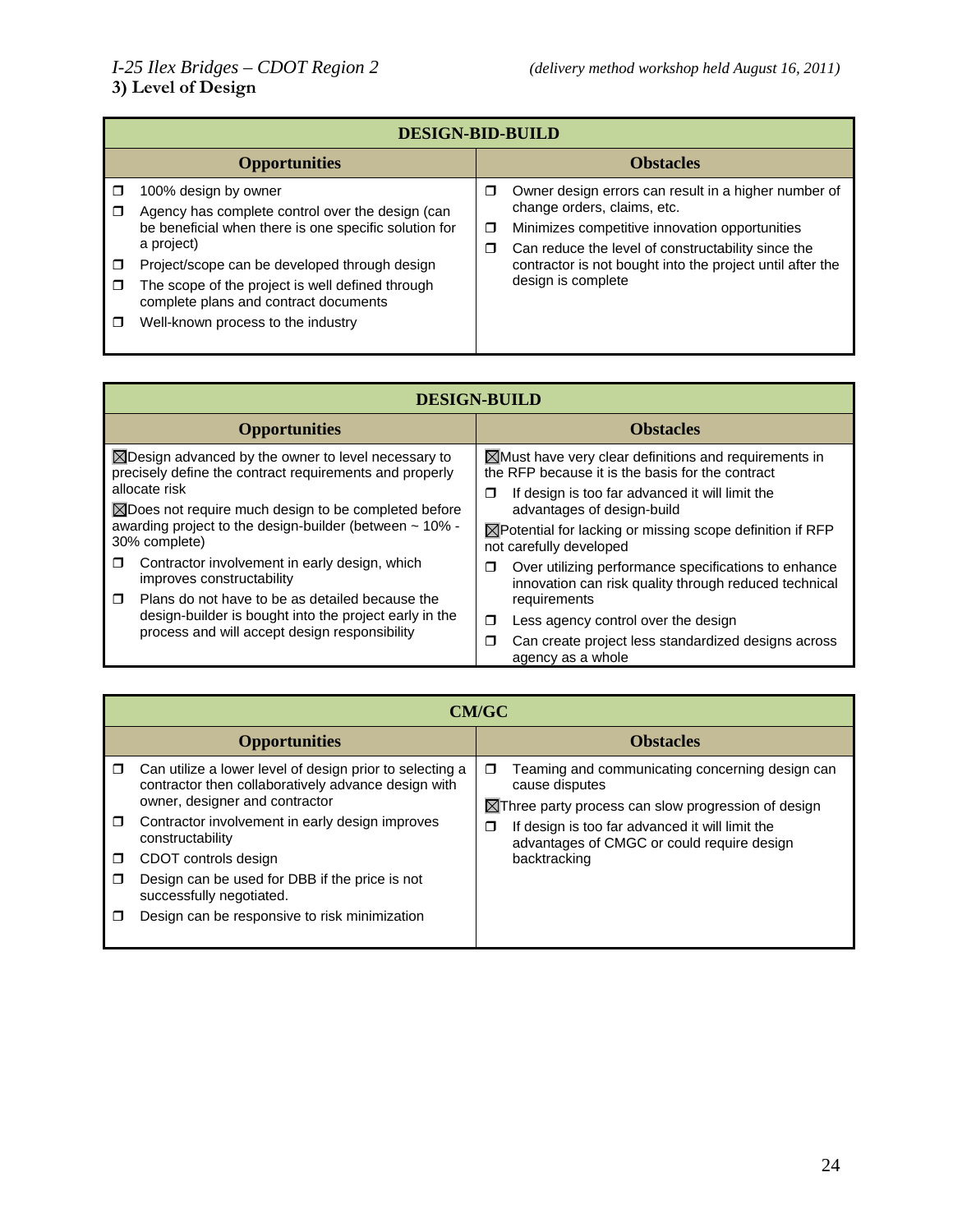## 3) Level of Design

| DESIGN-BID-BUILD | |
|---|---|
| **Opportunities** | **Obstacles** |
| ☐ 100% design by owner<br>☐ Agency has complete control over the design (can be beneficial when there is one specific solution for a project)<br>☐ Project/scope can be developed through design<br>☐ The scope of the project is well defined through complete plans and contract documents<br>☐ Well-known process to the industry | ☐ Owner design errors can result in a higher number of change orders, claims, etc.<br>☐ Minimizes competitive innovation opportunities<br>☐ Can reduce the level of constructability since the contractor is not bought into the project until after the design is complete |

| DESIGN-BUILD | |
|---|---|
| **Opportunities** | **Obstacles** |
| ☒ Design advanced by the owner to level necessary to precisely define the contract requirements and properly allocate risk<br>☒ Does not require much design to be completed before awarding project to the design-builder (between ~ 10% - 30% complete)<br>☐ Contractor involvement in early design, which improves constructability<br>☐ Plans do not have to be as detailed because the design-builder is bought into the project early in the process and will accept design responsibility | ☒ Must have very clear definitions and requirements in the RFP because it is the basis for the contract<br>☐ If design is too far advanced it will limit the advantages of design-build<br>☒ Potential for lacking or missing scope definition if RFP not carefully developed<br>☐ Over utilizing performance specifications to enhance innovation can risk quality through reduced technical requirements<br>☐ Less agency control over the design<br>☐ Can create project less standardized designs across agency as a whole |

| CM/GC | |
|---|---|
| **Opportunities** | **Obstacles** |
| ☐ Can utilize a lower level of design prior to selecting a contractor then collaboratively advance design with owner, designer and contractor<br>☐ Contractor involvement in early design improves constructability<br>☐ CDOT controls design<br>☐ Design can be used for DBB if the price is not successfully negotiated.<br>☐ Design can be responsive to risk minimization | ☐ Teaming and communicating concerning design can cause disputes<br>☒ Three party process can slow progression of design<br>☐ If design is too far advanced it will limit the advantages of CMGC or could require design backtracking |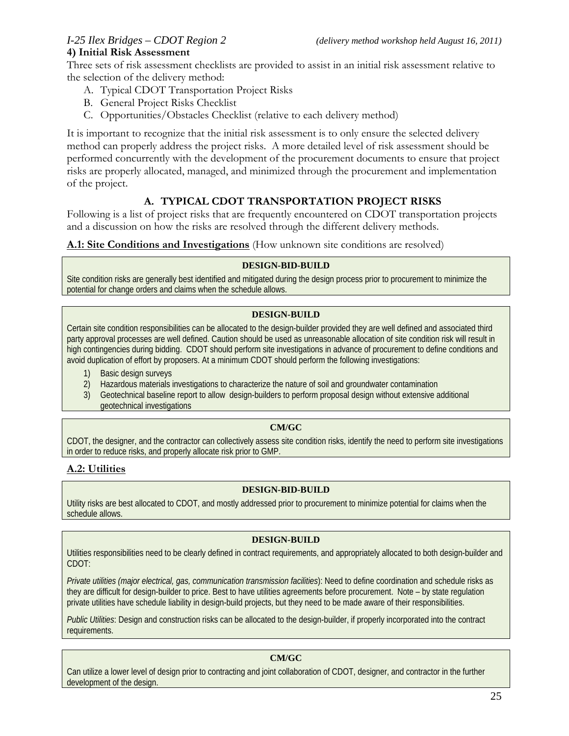## 4) Initial Risk Assessment

Three sets of risk assessment checklists are provided to assist in an initial risk assessment relative to the selection of the delivery method:

A. Typical CDOT Transportation Project Risks
B. General Project Risks Checklist
C. Opportunities/Obstacles Checklist (relative to each delivery method)

It is important to recognize that the initial risk assessment is to only ensure the selected delivery method can properly address the project risks. A more detailed level of risk assessment should be performed concurrently with the development of the procurement documents to ensure that project risks are properly allocated, managed, and minimized through the procurement and implementation of the project.

### A. TYPICAL CDOT TRANSPORTATION PROJECT RISKS

Following is a list of project risks that are frequently encountered on CDOT transportation projects and a discussion on how the risks are resolved through the different delivery methods.

**A.1: Site Conditions and Investigations** (How unknown site conditions are resolved)

**DESIGN-BID-BUILD**

Site condition risks are generally best identified and mitigated during the design process prior to procurement to minimize the potential for change orders and claims when the schedule allows.

**DESIGN-BUILD**

Certain site condition responsibilities can be allocated to the design-builder provided they are well defined and associated third party approval processes are well defined. Caution should be used as unreasonable allocation of site condition risk will result in high contingencies during bidding. CDOT should perform site investigations in advance of procurement to define conditions and avoid duplication of effort by proposers. At a minimum CDOT should perform the following investigations:

1) Basic design surveys
2) Hazardous materials investigations to characterize the nature of soil and groundwater contamination
3) Geotechnical baseline report to allow design-builders to perform proposal design without extensive additional geotechnical investigations

**CM/GC**

CDOT, the designer, and the contractor can collectively assess site condition risks, identify the need to perform site investigations in order to reduce risks, and properly allocate risk prior to GMP.

**A.2: Utilities**

**DESIGN-BID-BUILD**

Utility risks are best allocated to CDOT, and mostly addressed prior to procurement to minimize potential for claims when the schedule allows.

**DESIGN-BUILD**

Utilities responsibilities need to be clearly defined in contract requirements, and appropriately allocated to both design-builder and CDOT:

*Private utilities (major electrical, gas, communication transmission facilities*): Need to define coordination and schedule risks as they are difficult for design-builder to price. Best to have utilities agreements before procurement. Note – by state regulation private utilities have schedule liability in design-build projects, but they need to be made aware of their responsibilities.

*Public Utilities*: Design and construction risks can be allocated to the design-builder, if properly incorporated into the contract requirements.

**CM/GC**

Can utilize a lower level of design prior to contracting and joint collaboration of CDOT, designer, and contractor in the further development of the design.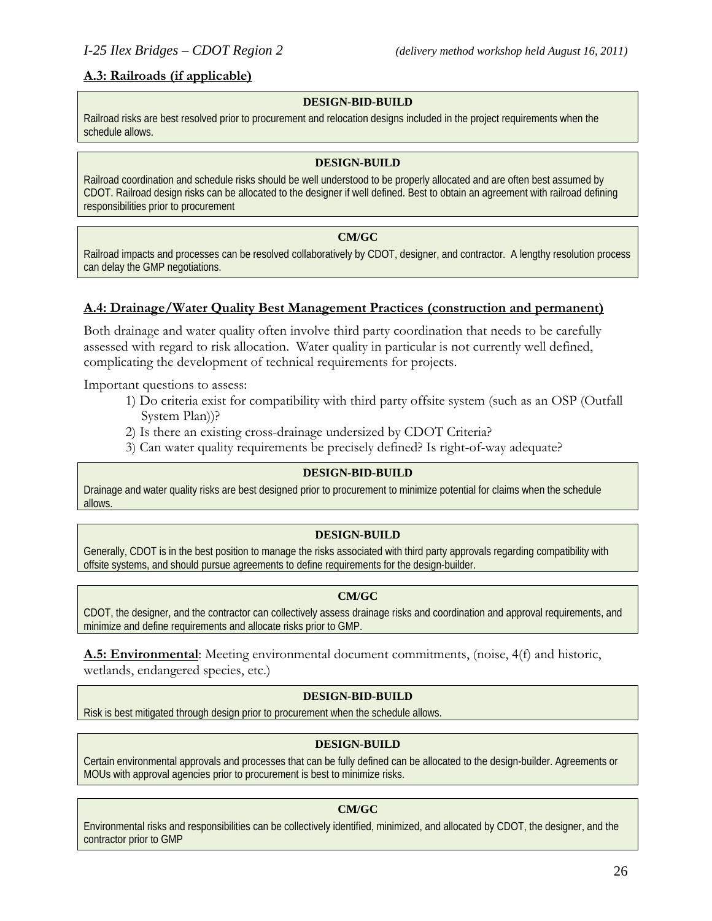### A.3: Railroads (if applicable)

**DESIGN-BID-BUILD**

Railroad risks are best resolved prior to procurement and relocation designs included in the project requirements when the schedule allows.

**DESIGN-BUILD**

Railroad coordination and schedule risks should be well understood to be properly allocated and are often best assumed by CDOT. Railroad design risks can be allocated to the designer if well defined. Best to obtain an agreement with railroad defining responsibilities prior to procurement

**CM/GC**

Railroad impacts and processes can be resolved collaboratively by CDOT, designer, and contractor. A lengthy resolution process can delay the GMP negotiations.

### A.4: Drainage/Water Quality Best Management Practices (construction and permanent)

Both drainage and water quality often involve third party coordination that needs to be carefully assessed with regard to risk allocation. Water quality in particular is not currently well defined, complicating the development of technical requirements for projects.

Important questions to assess:

1) Do criteria exist for compatibility with third party offsite system (such as an OSP (Outfall System Plan))?
2) Is there an existing cross-drainage undersized by CDOT Criteria?
3) Can water quality requirements be precisely defined? Is right-of-way adequate?

**DESIGN-BID-BUILD**

Drainage and water quality risks are best designed prior to procurement to minimize potential for claims when the schedule allows.

**DESIGN-BUILD**

Generally, CDOT is in the best position to manage the risks associated with third party approvals regarding compatibility with offsite systems, and should pursue agreements to define requirements for the design-builder.

**CM/GC**

CDOT, the designer, and the contractor can collectively assess drainage risks and coordination and approval requirements, and minimize and define requirements and allocate risks prior to GMP.

**A.5: Environmental**: Meeting environmental document commitments, (noise, 4(f) and historic, wetlands, endangered species, etc.)

**DESIGN-BID-BUILD**

Risk is best mitigated through design prior to procurement when the schedule allows.

**DESIGN-BUILD**

Certain environmental approvals and processes that can be fully defined can be allocated to the design-builder. Agreements or MOUs with approval agencies prior to procurement is best to minimize risks.

**CM/GC**

Environmental risks and responsibilities can be collectively identified, minimized, and allocated by CDOT, the designer, and the contractor prior to GMP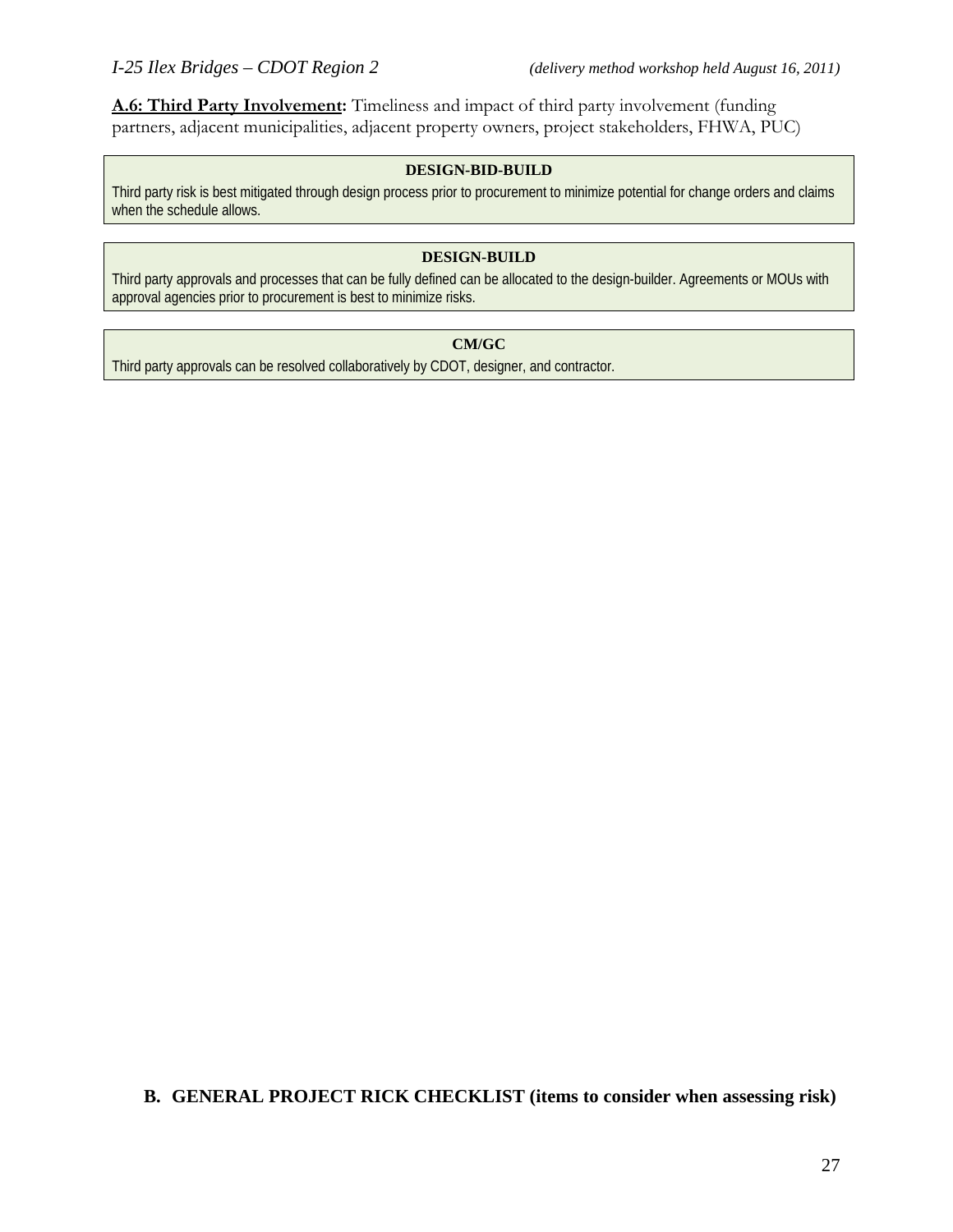**A.6: Third Party Involvement:** Timeliness and impact of third party involvement (funding partners, adjacent municipalities, adjacent property owners, project stakeholders, FHWA, PUC)

| DESIGN-BID-BUILD |
| --- |
| Third party risk is best mitigated through design process prior to procurement to minimize potential for change orders and claims when the schedule allows. |

| DESIGN-BUILD |
| --- |
| Third party approvals and processes that can be fully defined can be allocated to the design-builder. Agreements or MOUs with approval agencies prior to procurement is best to minimize risks. |

| CM/GC |
| --- |
| Third party approvals can be resolved collaboratively by CDOT, designer, and contractor. |

## B. GENERAL PROJECT RICK CHECKLIST (items to consider when assessing risk)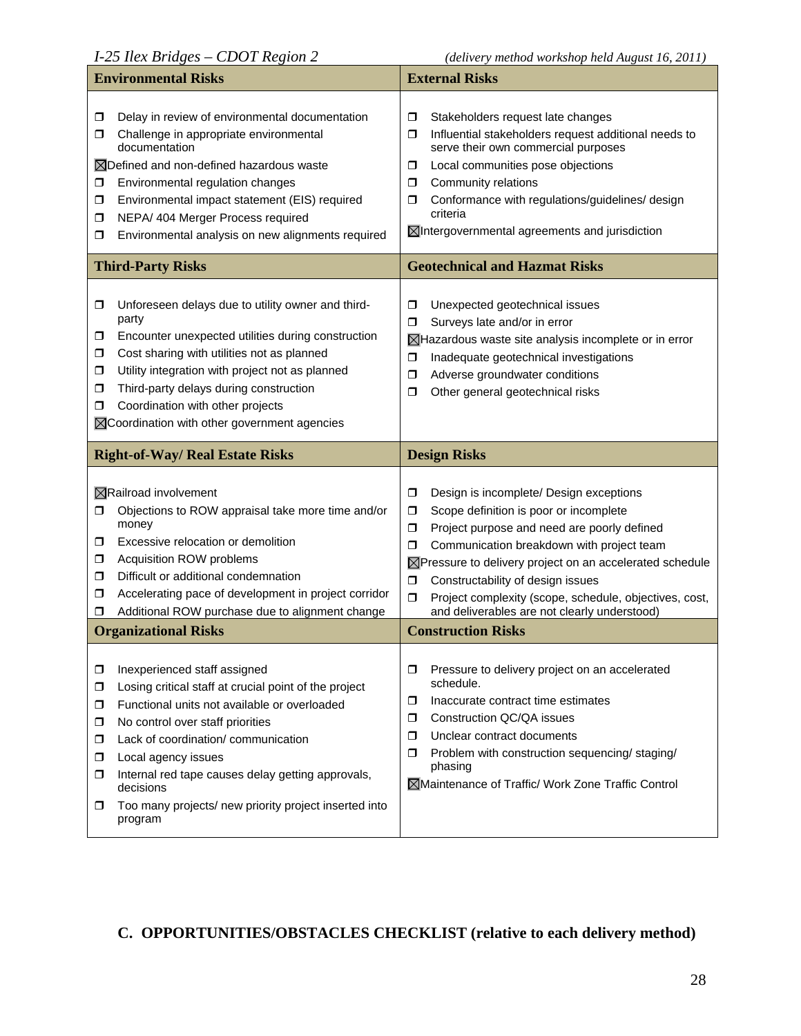| Environmental Risks | External Risks |
|---|---|
| ☐ Delay in review of environmental documentation<br>☐ Challenge in appropriate environmental documentation<br>☒ Defined and non-defined hazardous waste<br>☐ Environmental regulation changes<br>☐ Environmental impact statement (EIS) required<br>☐ NEPA/ 404 Merger Process required<br>☐ Environmental analysis on new alignments required | ☐ Stakeholders request late changes<br>☐ Influential stakeholders request additional needs to serve their own commercial purposes<br>☐ Local communities pose objections<br>☐ Community relations<br>☐ Conformance with regulations/guidelines/ design criteria<br>☒ Intergovernmental agreements and jurisdiction |
| **Third-Party Risks** | **Geotechnical and Hazmat Risks** |
| ☐ Unforeseen delays due to utility owner and third-party<br>☐ Encounter unexpected utilities during construction<br>☐ Cost sharing with utilities not as planned<br>☐ Utility integration with project not as planned<br>☐ Third-party delays during construction<br>☐ Coordination with other projects<br>☒ Coordination with other government agencies | ☐ Unexpected geotechnical issues<br>☐ Surveys late and/or in error<br>☒ Hazardous waste site analysis incomplete or in error<br>☐ Inadequate geotechnical investigations<br>☐ Adverse groundwater conditions<br>☐ Other general geotechnical risks |
| **Right-of-Way/ Real Estate Risks** | **Design Risks** |
| ☒ Railroad involvement<br>☐ Objections to ROW appraisal take more time and/or money<br>☐ Excessive relocation or demolition<br>☐ Acquisition ROW problems<br>☐ Difficult or additional condemnation<br>☐ Accelerating pace of development in project corridor<br>☐ Additional ROW purchase due to alignment change | ☐ Design is incomplete/ Design exceptions<br>☐ Scope definition is poor or incomplete<br>☐ Project purpose and need are poorly defined<br>☐ Communication breakdown with project team<br>☒ Pressure to delivery project on an accelerated schedule<br>☐ Constructability of design issues<br>☐ Project complexity (scope, schedule, objectives, cost, and deliverables are not clearly understood) |
| **Organizational Risks** | **Construction Risks** |
| ☐ Inexperienced staff assigned<br>☐ Losing critical staff at crucial point of the project<br>☐ Functional units not available or overloaded<br>☐ No control over staff priorities<br>☐ Lack of coordination/ communication<br>☐ Local agency issues<br>☐ Internal red tape causes delay getting approvals, decisions<br>☐ Too many projects/ new priority project inserted into program | ☐ Pressure to delivery project on an accelerated schedule.<br>☐ Inaccurate contract time estimates<br>☐ Construction QC/QA issues<br>☐ Unclear contract documents<br>☐ Problem with construction sequencing/ staging/ phasing<br>☒ Maintenance of Traffic/ Work Zone Traffic Control |

## C. OPPORTUNITIES/OBSTACLES CHECKLIST (relative to each delivery method)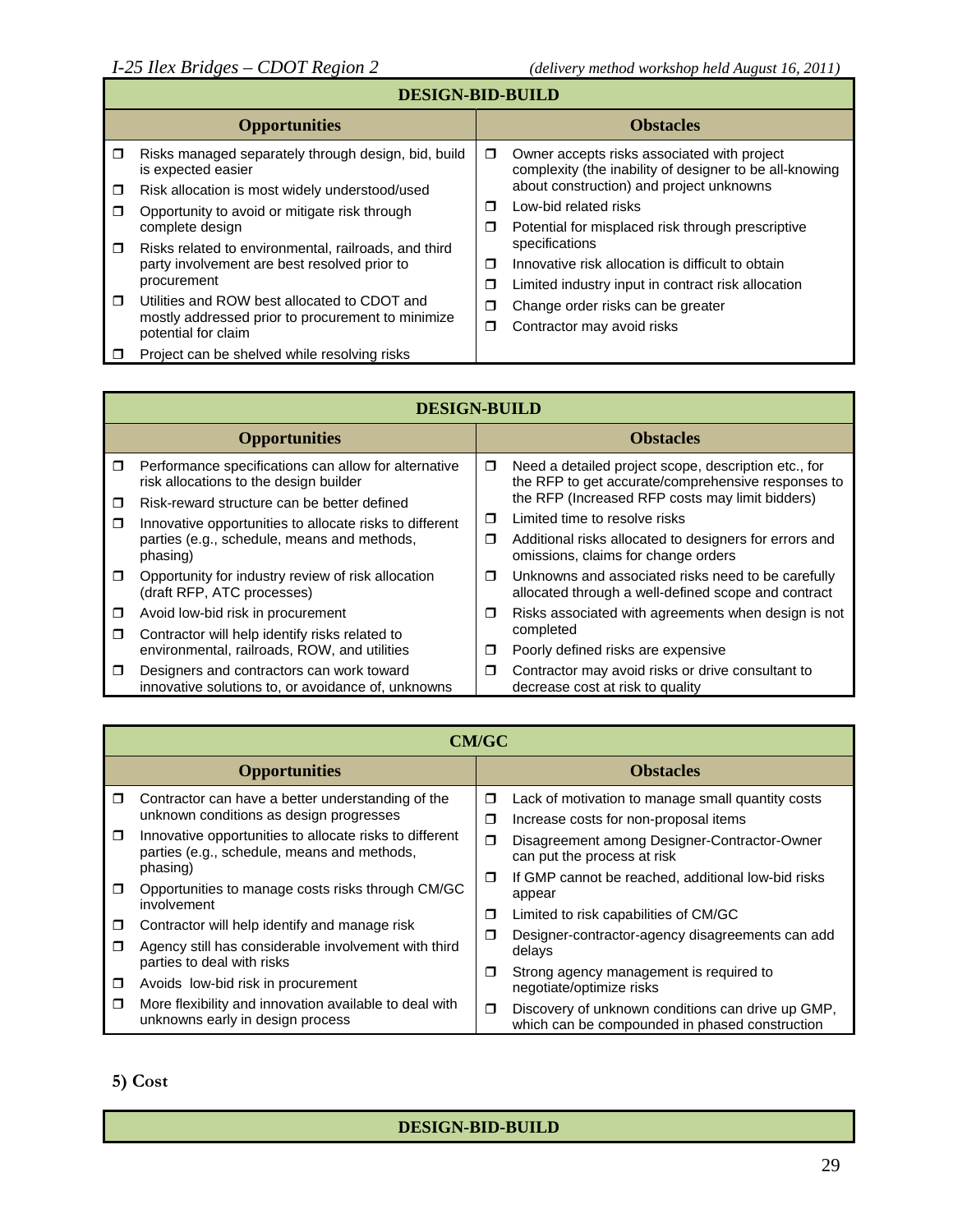### DESIGN-BID-BUILD

| Opportunities | Obstacles |
|---|---|
| ❒ Risks managed separately through design, bid, build is expected easier<br>❒ Risk allocation is most widely understood/used<br>❒ Opportunity to avoid or mitigate risk through complete design<br>❒ Risks related to environmental, railroads, and third party involvement are best resolved prior to procurement<br>❒ Utilities and ROW best allocated to CDOT and mostly addressed prior to procurement to minimize potential for claim<br>❒ Project can be shelved while resolving risks | ❒ Owner accepts risks associated with project complexity (the inability of designer to be all-knowing about construction) and project unknowns<br>❒ Low-bid related risks<br>❒ Potential for misplaced risk through prescriptive specifications<br>❒ Innovative risk allocation is difficult to obtain<br>❒ Limited industry input in contract risk allocation<br>❒ Change order risks can be greater<br>❒ Contractor may avoid risks |

### DESIGN-BUILD

| Opportunities | Obstacles |
|---|---|
| ❒ Performance specifications can allow for alternative risk allocations to the design builder<br>❒ Risk-reward structure can be better defined<br>❒ Innovative opportunities to allocate risks to different parties (e.g., schedule, means and methods, phasing)<br>❒ Opportunity for industry review of risk allocation (draft RFP, ATC processes)<br>❒ Avoid low-bid risk in procurement<br>❒ Contractor will help identify risks related to environmental, railroads, ROW, and utilities<br>❒ Designers and contractors can work toward innovative solutions to, or avoidance of, unknowns | ❒ Need a detailed project scope, description etc., for the RFP to get accurate/comprehensive responses to the RFP (Increased RFP costs may limit bidders)<br>❒ Limited time to resolve risks<br>❒ Additional risks allocated to designers for errors and omissions, claims for change orders<br>❒ Unknowns and associated risks need to be carefully allocated through a well-defined scope and contract<br>❒ Risks associated with agreements when design is not completed<br>❒ Poorly defined risks are expensive<br>❒ Contractor may avoid risks or drive consultant to decrease cost at risk to quality |

### CM/GC

| Opportunities | Obstacles |
|---|---|
| ❒ Contractor can have a better understanding of the unknown conditions as design progresses<br>❒ Innovative opportunities to allocate risks to different parties (e.g., schedule, means and methods, phasing)<br>❒ Opportunities to manage costs risks through CM/GC involvement<br>❒ Contractor will help identify and manage risk<br>❒ Agency still has considerable involvement with third parties to deal with risks<br>❒ Avoids low-bid risk in procurement<br>❒ More flexibility and innovation available to deal with unknowns early in design process | ❒ Lack of motivation to manage small quantity costs<br>❒ Increase costs for non-proposal items<br>❒ Disagreement among Designer-Contractor-Owner can put the process at risk<br>❒ If GMP cannot be reached, additional low-bid risks appear<br>❒ Limited to risk capabilities of CM/GC<br>❒ Designer-contractor-agency disagreements can add delays<br>❒ Strong agency management is required to negotiate/optimize risks<br>❒ Discovery of unknown conditions can drive up GMP, which can be compounded in phased construction |

## 5) Cost

### DESIGN-BID-BUILD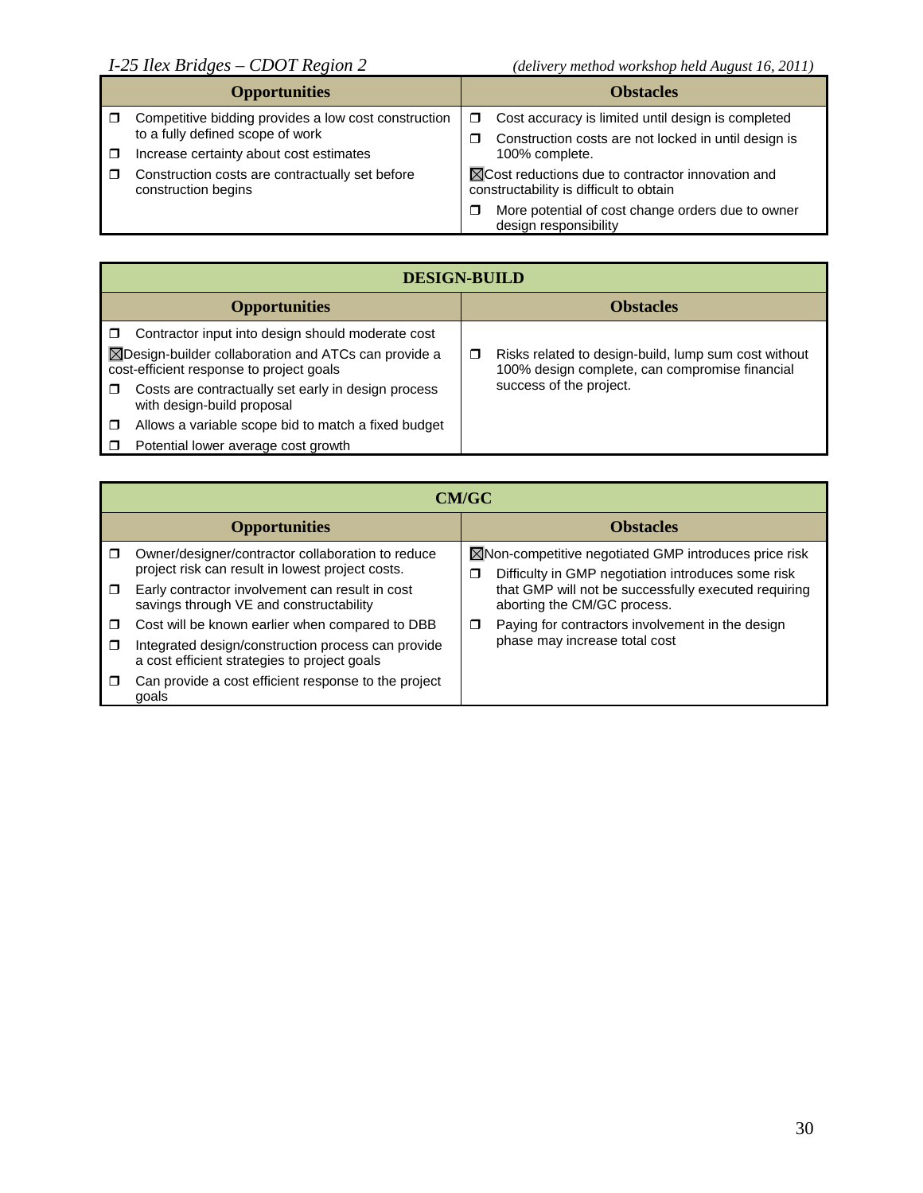| Opportunities | Obstacles |
|---|---|
| ☐ Competitive bidding provides a low cost construction to a fully defined scope of work<br>☐ Increase certainty about cost estimates<br>☐ Construction costs are contractually set before construction begins | ☐ Cost accuracy is limited until design is completed<br>☐ Construction costs are not locked in until design is 100% complete.<br>☒ Cost reductions due to contractor innovation and constructability is difficult to obtain<br>☐ More potential of cost change orders due to owner design responsibility |

| DESIGN-BUILD | |
|---|---|
| **Opportunities** | **Obstacles** |
| ☐ Contractor input into design should moderate cost<br>☒ Design-builder collaboration and ATCs can provide a cost-efficient response to project goals<br>☐ Costs are contractually set early in design process with design-build proposal<br>☐ Allows a variable scope bid to match a fixed budget<br>☐ Potential lower average cost growth | ☐ Risks related to design-build, lump sum cost without 100% design complete, can compromise financial success of the project. |

| CM/GC | |
|---|---|
| **Opportunities** | **Obstacles** |
| ☐ Owner/designer/contractor collaboration to reduce project risk can result in lowest project costs.<br>☐ Early contractor involvement can result in cost savings through VE and constructability<br>☐ Cost will be known earlier when compared to DBB<br>☐ Integrated design/construction process can provide a cost efficient strategies to project goals<br>☐ Can provide a cost efficient response to the project goals | ☒ Non-competitive negotiated GMP introduces price risk<br>☐ Difficulty in GMP negotiation introduces some risk that GMP will not be successfully executed requiring aborting the CM/GC process.<br>☐ Paying for contractors involvement in the design phase may increase total cost |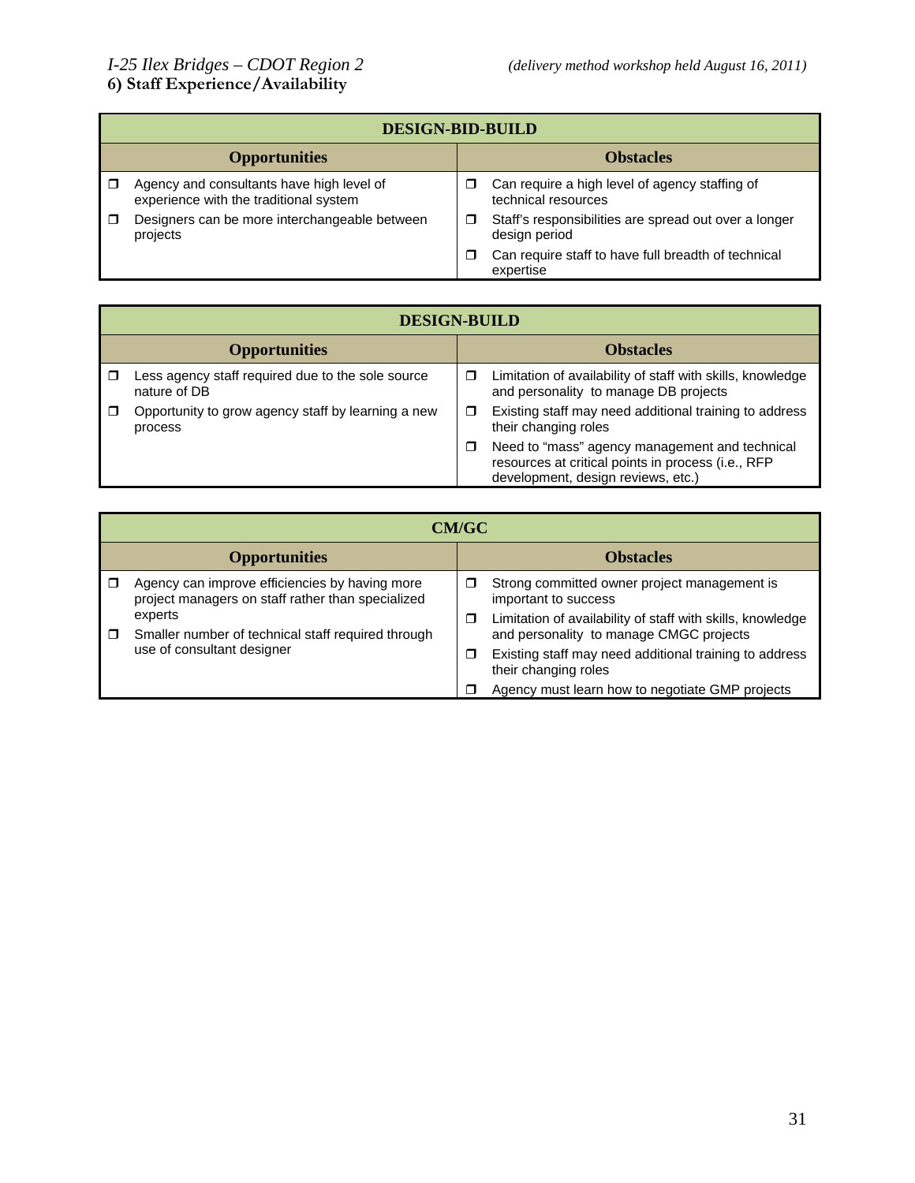## 6) Staff Experience/Availability

| DESIGN-BID-BUILD | |
|---|---|
| **Opportunities** | **Obstacles** |
| ❒ Agency and consultants have high level of experience with the traditional system<br>❒ Designers can be more interchangeable between projects | ❒ Can require a high level of agency staffing of technical resources<br>❒ Staff's responsibilities are spread out over a longer design period<br>❒ Can require staff to have full breadth of technical expertise |

| DESIGN-BUILD | |
|---|---|
| **Opportunities** | **Obstacles** |
| ❒ Less agency staff required due to the sole source nature of DB<br>❒ Opportunity to grow agency staff by learning a new process | ❒ Limitation of availability of staff with skills, knowledge and personality to manage DB projects<br>❒ Existing staff may need additional training to address their changing roles<br>❒ Need to "mass" agency management and technical resources at critical points in process (i.e., RFP development, design reviews, etc.) |

| CM/GC | |
|---|---|
| **Opportunities** | **Obstacles** |
| ❒ Agency can improve efficiencies by having more project managers on staff rather than specialized experts<br>❒ Smaller number of technical staff required through use of consultant designer | ❒ Strong committed owner project management is important to success<br>❒ Limitation of availability of staff with skills, knowledge and personality to manage CMGC projects<br>❒ Existing staff may need additional training to address their changing roles<br>❒ Agency must learn how to negotiate GMP projects |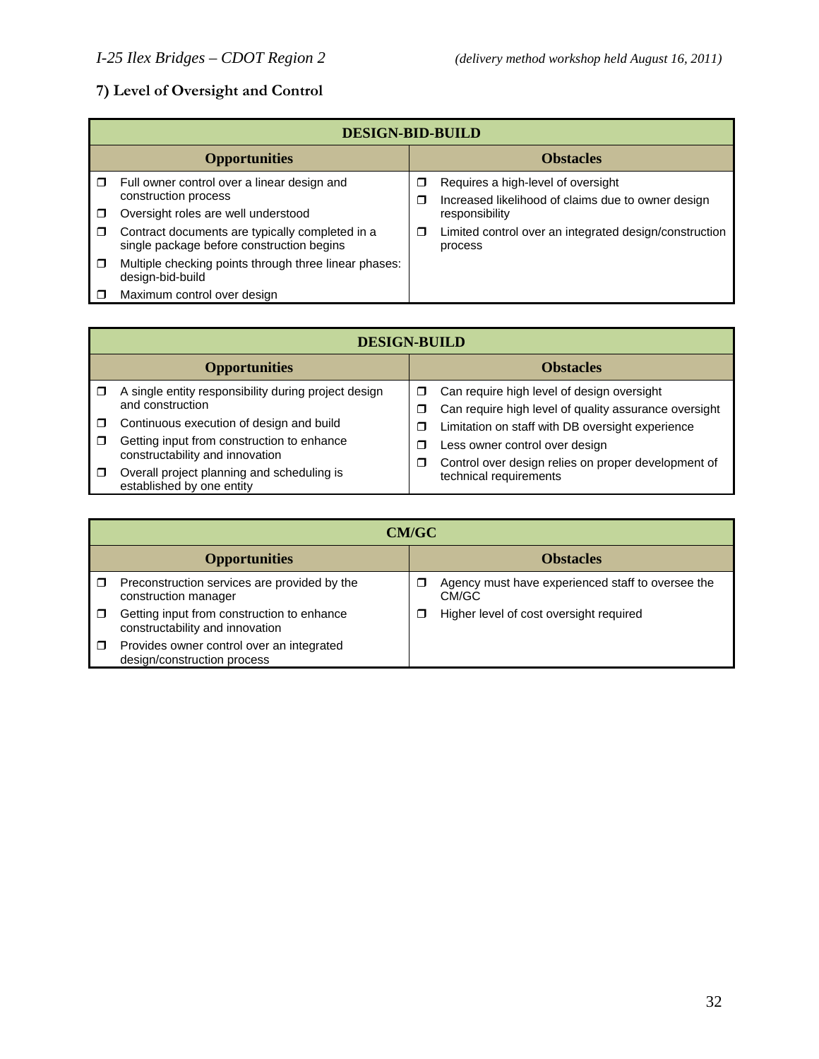## 7) Level of Oversight and Control

| DESIGN-BID-BUILD | |
|---|---|
| **Opportunities** | **Obstacles** |
| ❒ Full owner control over a linear design and construction process<br>❒ Oversight roles are well understood<br>❒ Contract documents are typically completed in a single package before construction begins<br>❒ Multiple checking points through three linear phases: design-bid-build<br>❒ Maximum control over design | ❒ Requires a high-level of oversight<br>❒ Increased likelihood of claims due to owner design responsibility<br>❒ Limited control over an integrated design/construction process |

| DESIGN-BUILD | |
|---|---|
| **Opportunities** | **Obstacles** |
| ❒ A single entity responsibility during project design and construction<br>❒ Continuous execution of design and build<br>❒ Getting input from construction to enhance constructability and innovation<br>❒ Overall project planning and scheduling is established by one entity | ❒ Can require high level of design oversight<br>❒ Can require high level of quality assurance oversight<br>❒ Limitation on staff with DB oversight experience<br>❒ Less owner control over design<br>❒ Control over design relies on proper development of technical requirements |

| CM/GC | |
|---|---|
| **Opportunities** | **Obstacles** |
| ❒ Preconstruction services are provided by the construction manager<br>❒ Getting input from construction to enhance constructability and innovation<br>❒ Provides owner control over an integrated design/construction process | ❒ Agency must have experienced staff to oversee the CM/GC<br>❒ Higher level of cost oversight required |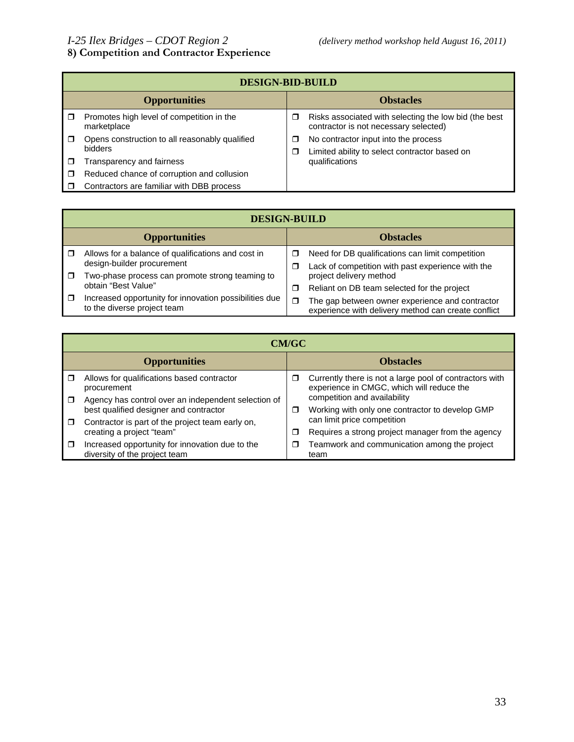## 8) Competition and Contractor Experience

| DESIGN-BID-BUILD | |
|---|---|
| **Opportunities** | **Obstacles** |
| ❒ Promotes high level of competition in the marketplace<br>❒ Opens construction to all reasonably qualified bidders<br>❒ Transparency and fairness<br>❒ Reduced chance of corruption and collusion<br>❒ Contractors are familiar with DBB process | ❒ Risks associated with selecting the low bid (the best contractor is not necessary selected)<br>❒ No contractor input into the process<br>❒ Limited ability to select contractor based on qualifications |

| DESIGN-BUILD | |
|---|---|
| **Opportunities** | **Obstacles** |
| ❒ Allows for a balance of qualifications and cost in design-builder procurement<br>❒ Two-phase process can promote strong teaming to obtain "Best Value"<br>❒ Increased opportunity for innovation possibilities due to the diverse project team | ❒ Need for DB qualifications can limit competition<br>❒ Lack of competition with past experience with the project delivery method<br>❒ Reliant on DB team selected for the project<br>❒ The gap between owner experience and contractor experience with delivery method can create conflict |

| CM/GC | |
|---|---|
| **Opportunities** | **Obstacles** |
| ❒ Allows for qualifications based contractor procurement<br>❒ Agency has control over an independent selection of best qualified designer and contractor<br>❒ Contractor is part of the project team early on, creating a project "team"<br>❒ Increased opportunity for innovation due to the diversity of the project team | ❒ Currently there is not a large pool of contractors with experience in CMGC, which will reduce the competition and availability<br>❒ Working with only one contractor to develop GMP can limit price competition<br>❒ Requires a strong project manager from the agency<br>❒ Teamwork and communication among the project team |